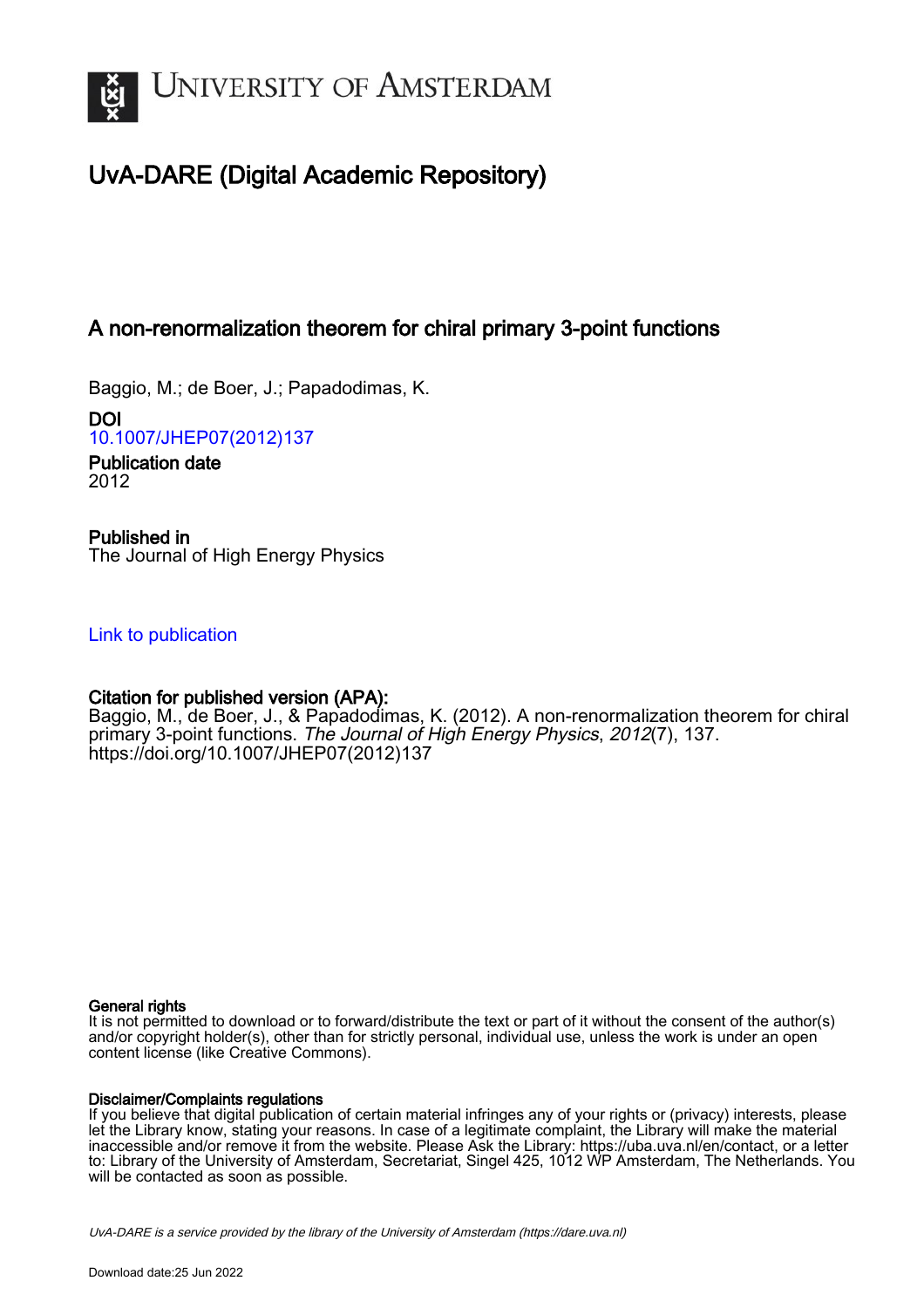# UvA-DARE (Digital Academic Repository)

## A non-renormalization theorem for chiral primary 3-point functions

Baggio, M.; de Boer, J.; Papadodimas, K.

**DOI**
10.1007/JHEP07(2012)137

**Publication date**
2012

**Published in**
The Journal of High Energy Physics

Link to publication

**Citation for published version (APA):**
Baggio, M., de Boer, J., & Papadodimas, K. (2012). A non-renormalization theorem for chiral primary 3-point functions. *The Journal of High Energy Physics*, *2012*(7), 137. https://doi.org/10.1007/JHEP07(2012)137

**General rights**
It is not permitted to download or to forward/distribute the text or part of it without the consent of the author(s) and/or copyright holder(s), other than for strictly personal, individual use, unless the work is under an open content license (like Creative Commons).

**Disclaimer/Complaints regulations**
If you believe that digital publication of certain material infringes any of your rights or (privacy) interests, please let the Library know, stating your reasons. In case of a legitimate complaint, the Library will make the material inaccessible and/or remove it from the website. Please Ask the Library: https://uba.uva.nl/en/contact, or a letter to: Library of the University of Amsterdam, Secretariat, Singel 425, 1012 WP Amsterdam, The Netherlands. You will be contacted as soon as possible.

*UvA-DARE is a service provided by the library of the University of Amsterdam (https://dare.uva.nl)*

Download date:25 Jun 2022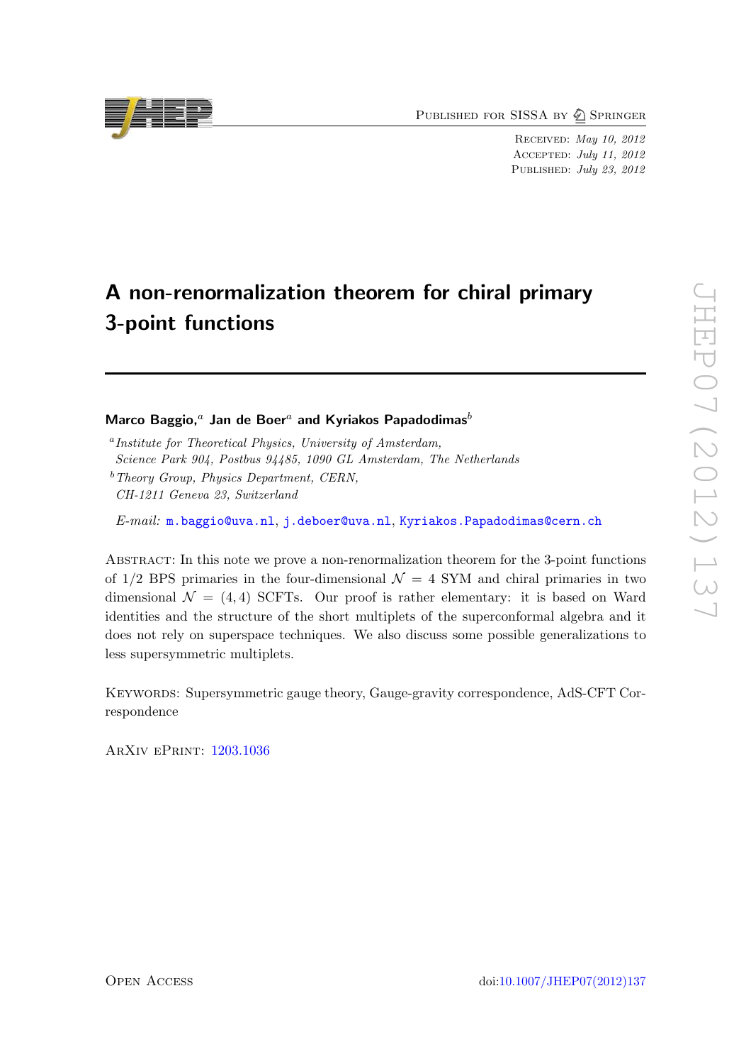# A non-renormalization theorem for chiral primary 3-point functions

**Marco Baggio,**[a] **Jan de Boer**[a] **and Kyriakos Papadodimas**[b]

[a] *Institute for Theoretical Physics, University of Amsterdam, Science Park 904, Postbus 94485, 1090 GL Amsterdam, The Netherlands*

[b] *Theory Group, Physics Department, CERN, CH-1211 Geneva 23, Switzerland*

*E-mail:* m.baggio@uva.nl, j.deboer@uva.nl, Kyriakos.Papadodimas@cern.ch

Abstract: In this note we prove a non-renormalization theorem for the 3-point functions of 1/2 BPS primaries in the four-dimensional $\mathcal{N} = 4$ SYM and chiral primaries in two dimensional $\mathcal{N} = (4, 4)$ SCFTs. Our proof is rather elementary: it is based on Ward identities and the structure of the short multiplets of the superconformal algebra and it does not rely on superspace techniques. We also discuss some possible generalizations to less supersymmetric multiplets.

Keywords: Supersymmetric gauge theory, Gauge-gravity correspondence, AdS-CFT Correspondence

ArXiv ePrint: 1203.1036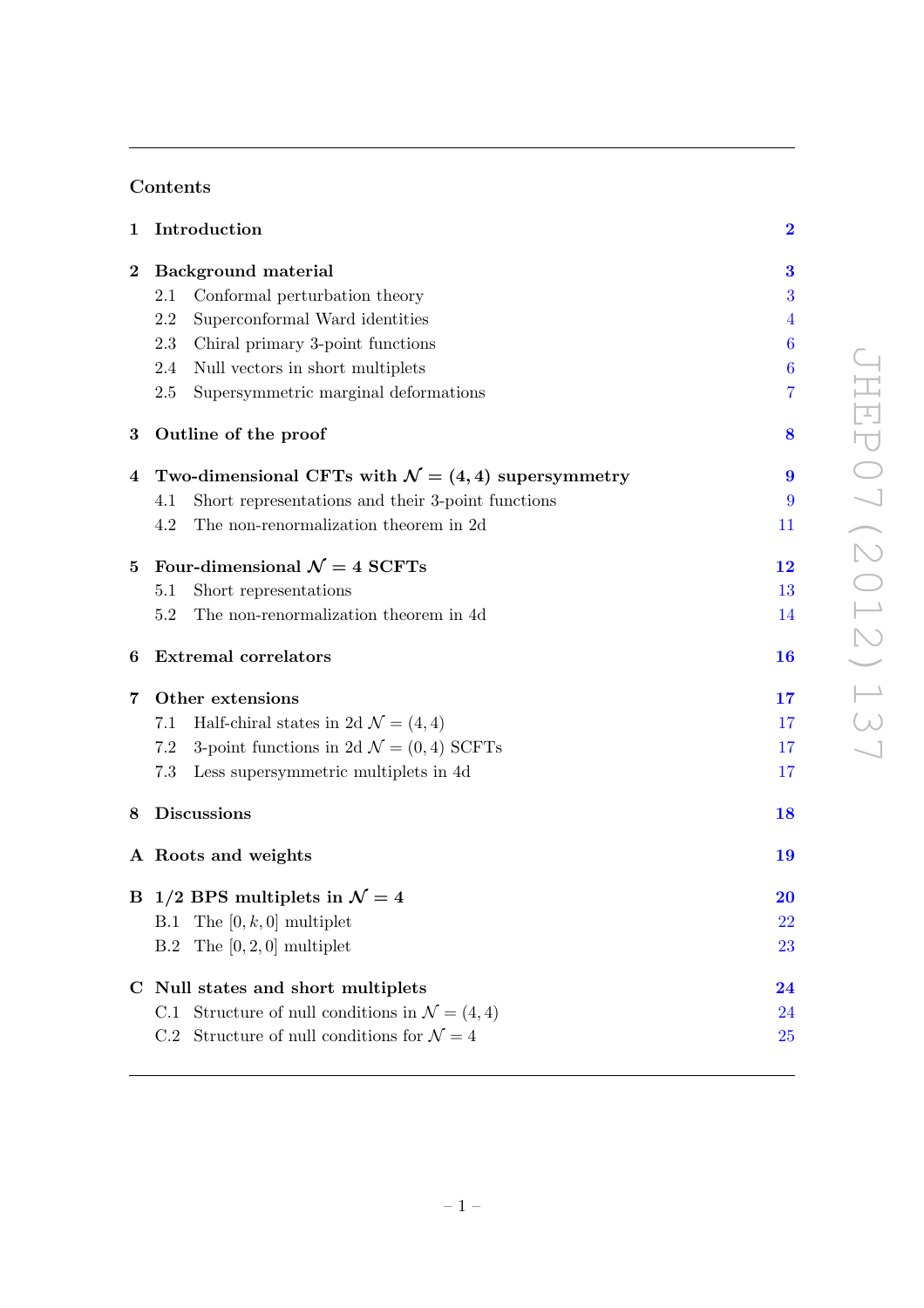## Contents

| | | |
|---|---|---|
| **1** | **Introduction** | **2** |
| **2** | **Background material** | **3** |
| | 2.1 Conformal perturbation theory | 3 |
| | 2.2 Superconformal Ward identities | 4 |
| | 2.3 Chiral primary 3-point functions | 6 |
| | 2.4 Null vectors in short multiplets | 6 |
| | 2.5 Supersymmetric marginal deformations | 7 |
| **3** | **Outline of the proof** | **8** |
| **4** | **Two-dimensional CFTs with $\mathcal{N} = (4, 4)$ supersymmetry** | **9** |
| | 4.1 Short representations and their 3-point functions | 9 |
| | 4.2 The non-renormalization theorem in 2d | 11 |
| **5** | **Four-dimensional $\mathcal{N} = 4$ SCFTs** | **12** |
| | 5.1 Short representations | 13 |
| | 5.2 The non-renormalization theorem in 4d | 14 |
| **6** | **Extremal correlators** | **16** |
| **7** | **Other extensions** | **17** |
| | 7.1 Half-chiral states in 2d $\mathcal{N} = (4, 4)$ | 17 |
| | 7.2 3-point functions in 2d $\mathcal{N} = (0, 4)$ SCFTs | 17 |
| | 7.3 Less supersymmetric multiplets in 4d | 17 |
| **8** | **Discussions** | **18** |
| **A** | **Roots and weights** | **19** |
| **B** | **1/2 BPS multiplets in $\mathcal{N} = 4$** | **20** |
| | B.1 The $[0, k, 0]$ multiplet | 22 |
| | B.2 The $[0, 2, 0]$ multiplet | 23 |
| **C** | **Null states and short multiplets** | **24** |
| | C.1 Structure of null conditions in $\mathcal{N} = (4, 4)$ | 24 |
| | C.2 Structure of null conditions for $\mathcal{N} = 4$ | 25 |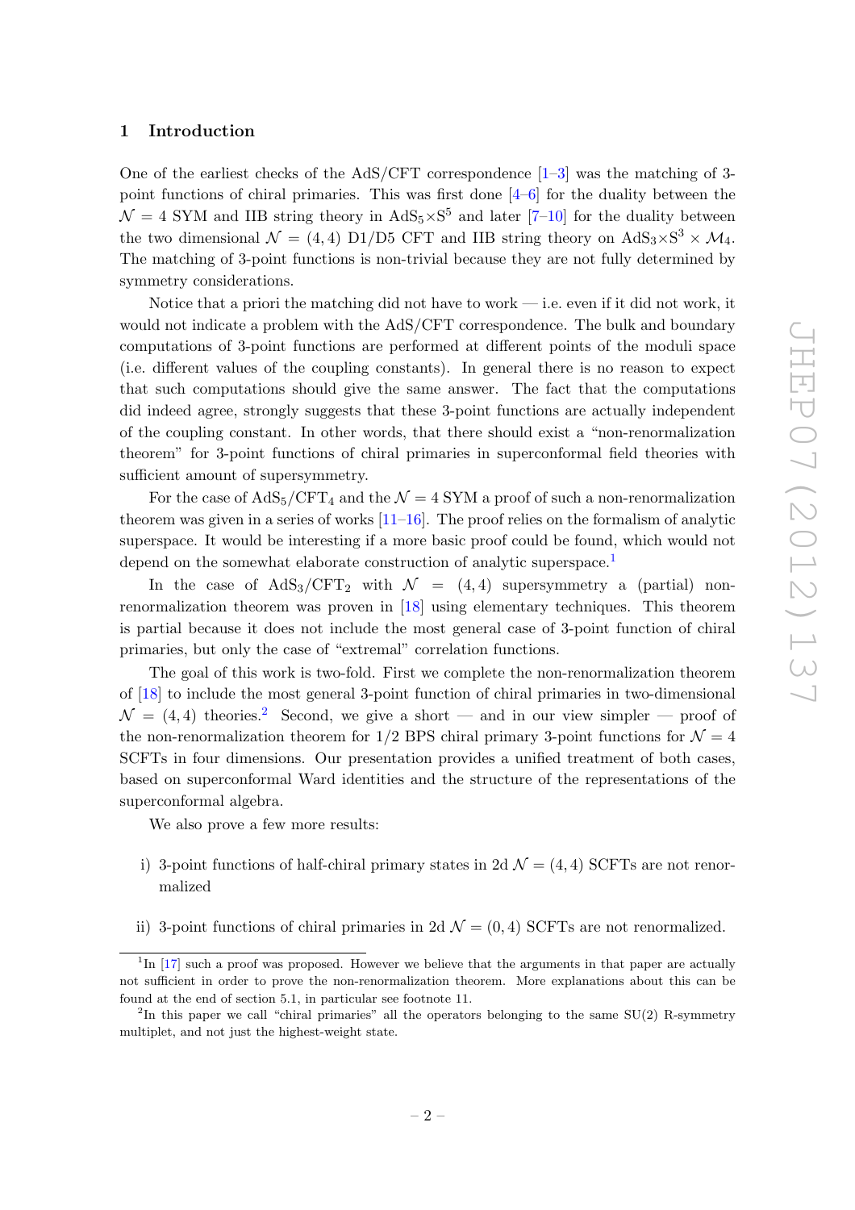## 1 Introduction

One of the earliest checks of the AdS/CFT correspondence [1–3] was the matching of 3-point functions of chiral primaries. This was first done [4–6] for the duality between the $\mathcal{N} = 4$ SYM and IIB string theory in $\mathrm{AdS}_5{\times}\mathrm{S}^5$ and later [7–10] for the duality between the two dimensional $\mathcal{N} = (4,4)$ D1/D5 CFT and IIB string theory on $\mathrm{AdS}_3{\times}\mathrm{S}^3 \times \mathcal{M}_4$. The matching of 3-point functions is non-trivial because they are not fully determined by symmetry considerations.

Notice that a priori the matching did not have to work — i.e. even if it did not work, it would not indicate a problem with the AdS/CFT correspondence. The bulk and boundary computations of 3-point functions are performed at different points of the moduli space (i.e. different values of the coupling constants). In general there is no reason to expect that such computations should give the same answer. The fact that the computations did indeed agree, strongly suggests that these 3-point functions are actually independent of the coupling constant. In other words, that there should exist a "non-renormalization theorem" for 3-point functions of chiral primaries in superconformal field theories with sufficient amount of supersymmetry.

For the case of $\mathrm{AdS}_5/\mathrm{CFT}_4$ and the $\mathcal{N} = 4$ SYM a proof of such a non-renormalization theorem was given in a series of works [11–16]. The proof relies on the formalism of analytic superspace. It would be interesting if a more basic proof could be found, which would not depend on the somewhat elaborate construction of analytic superspace.[1]

In the case of $\mathrm{AdS}_3/\mathrm{CFT}_2$ with $\mathcal{N} = (4,4)$ supersymmetry a (partial) non-renormalization theorem was proven in [18] using elementary techniques. This theorem is partial because it does not include the most general case of 3-point function of chiral primaries, but only the case of "extremal" correlation functions.

The goal of this work is two-fold. First we complete the non-renormalization theorem of [18] to include the most general 3-point function of chiral primaries in two-dimensional $\mathcal{N} = (4,4)$ theories.[2] Second, we give a short — and in our view simpler — proof of the non-renormalization theorem for 1/2 BPS chiral primary 3-point functions for $\mathcal{N} = 4$ SCFTs in four dimensions. Our presentation provides a unified treatment of both cases, based on superconformal Ward identities and the structure of the representations of the superconformal algebra.

We also prove a few more results:

i) 3-point functions of half-chiral primary states in 2d $\mathcal{N} = (4,4)$ SCFTs are not renormalized

ii) 3-point functions of chiral primaries in 2d $\mathcal{N} = (0,4)$ SCFTs are not renormalized.

---

[1] In [17] such a proof was proposed. However we believe that the arguments in that paper are actually not sufficient in order to prove the non-renormalization theorem. More explanations about this can be found at the end of section 5.1, in particular see footnote 11.

[2] In this paper we call "chiral primaries" all the operators belonging to the same SU(2) R-symmetry multiplet, and not just the highest-weight state.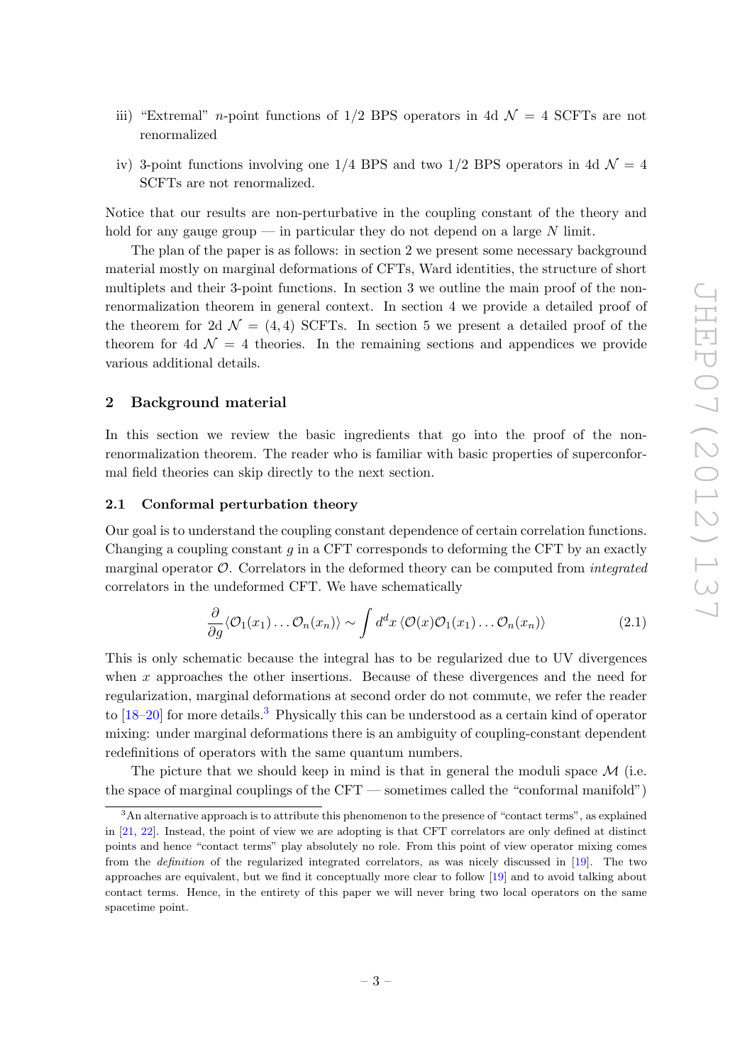iii) "Extremal" $n$-point functions of 1/2 BPS operators in 4d $\mathcal{N} = 4$ SCFTs are not renormalized

iv) 3-point functions involving one 1/4 BPS and two 1/2 BPS operators in 4d $\mathcal{N} = 4$ SCFTs are not renormalized.

Notice that our results are non-perturbative in the coupling constant of the theory and hold for any gauge group — in particular they do not depend on a large $N$ limit.

The plan of the paper is as follows: in section 2 we present some necessary background material mostly on marginal deformations of CFTs, Ward identities, the structure of short multiplets and their 3-point functions. In section 3 we outline the main proof of the non-renormalization theorem in general context. In section 4 we provide a detailed proof of the theorem for 2d $\mathcal{N} = (4,4)$ SCFTs. In section 5 we present a detailed proof of the theorem for 4d $\mathcal{N} = 4$ theories. In the remaining sections and appendices we provide various additional details.

## 2 Background material

In this section we review the basic ingredients that go into the proof of the non-renormalization theorem. The reader who is familiar with basic properties of superconformal field theories can skip directly to the next section.

### 2.1 Conformal perturbation theory

Our goal is to understand the coupling constant dependence of certain correlation functions. Changing a coupling constant $g$ in a CFT corresponds to deforming the CFT by an exactly marginal operator $\mathcal{O}$. Correlators in the deformed theory can be computed from *integrated* correlators in the undeformed CFT. We have schematically

$$\frac{\partial}{\partial g}\langle \mathcal{O}_1(x_1)\ldots\mathcal{O}_n(x_n)\rangle \sim \int d^dx\, \langle \mathcal{O}(x)\mathcal{O}_1(x_1)\ldots\mathcal{O}_n(x_n)\rangle \tag{2.1}$$

This is only schematic because the integral has to be regularized due to UV divergences when $x$ approaches the other insertions. Because of these divergences and the need for regularization, marginal deformations at second order do not commute, we refer the reader to [18–20] for more details.[3] Physically this can be understood as a certain kind of operator mixing: under marginal deformations there is an ambiguity of coupling-constant dependent redefinitions of operators with the same quantum numbers.

The picture that we should keep in mind is that in general the moduli space $\mathcal{M}$ (i.e. the space of marginal couplings of the CFT — sometimes called the "conformal manifold")

[3] An alternative approach is to attribute this phenomenon to the presence of "contact terms", as explained in [21, 22]. Instead, the point of view we are adopting is that CFT correlators are only defined at distinct points and hence "contact terms" play absolutely no role. From this point of view operator mixing comes from the *definition* of the regularized integrated correlators, as was nicely discussed in [19]. The two approaches are equivalent, but we find it conceptually more clear to follow [19] and to avoid talking about contact terms. Hence, in the entirety of this paper we will never bring two local operators on the same spacetime point.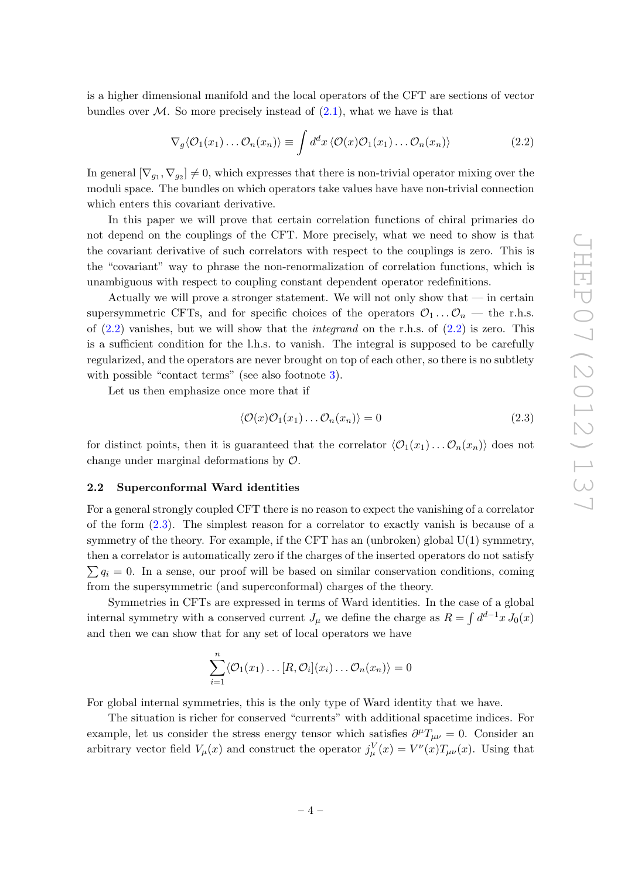is a higher dimensional manifold and the local operators of the CFT are sections of vector bundles over $\mathcal{M}$. So more precisely instead of (2.1), what we have is that

$$\nabla_g \langle \mathcal{O}_1(x_1) \dots \mathcal{O}_n(x_n) \rangle \equiv \int d^d x \, \langle \mathcal{O}(x) \mathcal{O}_1(x_1) \dots \mathcal{O}_n(x_n) \rangle \tag{2.2}$$

In general $[\nabla_{g_1}, \nabla_{g_2}] \neq 0$, which expresses that there is non-trivial operator mixing over the moduli space. The bundles on which operators take values have have non-trivial connection which enters this covariant derivative.

In this paper we will prove that certain correlation functions of chiral primaries do not depend on the couplings of the CFT. More precisely, what we need to show is that the covariant derivative of such correlators with respect to the couplings is zero. This is the "covariant" way to phrase the non-renormalization of correlation functions, which is unambiguous with respect to coupling constant dependent operator redefinitions.

Actually we will prove a stronger statement. We will not only show that — in certain supersymmetric CFTs, and for specific choices of the operators $\mathcal{O}_1 \dots \mathcal{O}_n$ — the r.h.s. of (2.2) vanishes, but we will show that the *integrand* on the r.h.s. of (2.2) is zero. This is a sufficient condition for the l.h.s. to vanish. The integral is supposed to be carefully regularized, and the operators are never brought on top of each other, so there is no subtlety with possible "contact terms" (see also footnote 3).

Let us then emphasize once more that if

$$\langle \mathcal{O}(x) \mathcal{O}_1(x_1) \dots \mathcal{O}_n(x_n) \rangle = 0 \tag{2.3}$$

for distinct points, then it is guaranteed that the correlator $\langle \mathcal{O}_1(x_1) \dots \mathcal{O}_n(x_n) \rangle$ does not change under marginal deformations by $\mathcal{O}$.

### 2.2 Superconformal Ward identities

For a general strongly coupled CFT there is no reason to expect the vanishing of a correlator of the form (2.3). The simplest reason for a correlator to exactly vanish is because of a symmetry of the theory. For example, if the CFT has an (unbroken) global U(1) symmetry, then a correlator is automatically zero if the charges of the inserted operators do not satisfy $\sum q_i = 0$. In a sense, our proof will be based on similar conservation conditions, coming from the supersymmetric (and superconformal) charges of the theory.

Symmetries in CFTs are expressed in terms of Ward identities. In the case of a global internal symmetry with a conserved current $J_\mu$ we define the charge as $R = \int d^{d-1}x \, J_0(x)$ and then we can show that for any set of local operators we have

$$\sum_{i=1}^{n} \langle \mathcal{O}_1(x_1) \dots [R, \mathcal{O}_i](x_i) \dots \mathcal{O}_n(x_n) \rangle = 0$$

For global internal symmetries, this is the only type of Ward identity that we have.

The situation is richer for conserved "currents" with additional spacetime indices. For example, let us consider the stress energy tensor which satisfies $\partial^\mu T_{\mu\nu} = 0$. Consider an arbitrary vector field $V_\mu(x)$ and construct the operator $j^V_\mu(x) = V^\nu(x) T_{\mu\nu}(x)$. Using that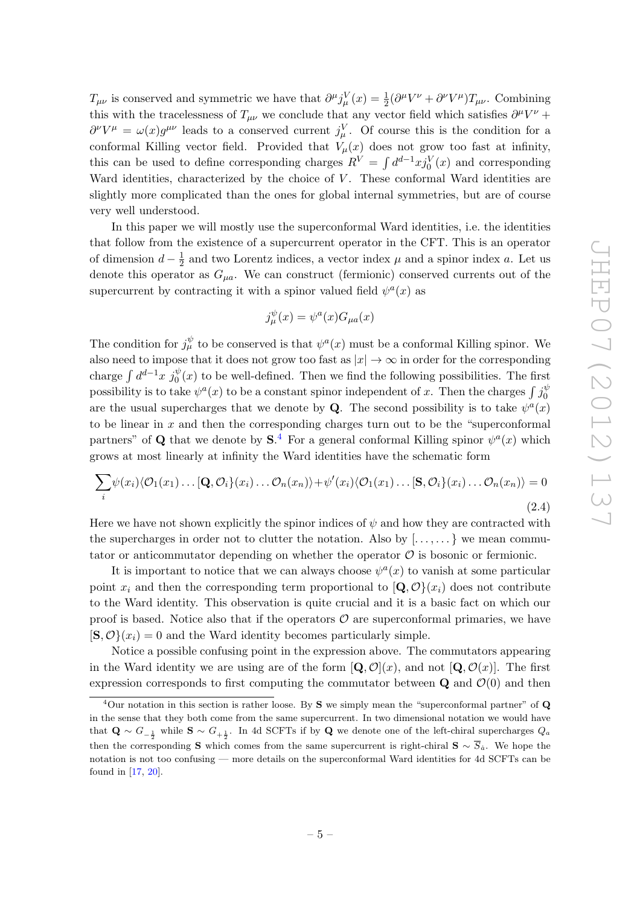$T_{\mu\nu}$ is conserved and symmetric we have that $\partial^\mu j^V_\mu(x) = \frac{1}{2}(\partial^\mu V^\nu + \partial^\nu V^\mu)T_{\mu\nu}$. Combining this with the tracelessness of $T_{\mu\nu}$ we conclude that any vector field which satisfies $\partial^\mu V^\nu + \partial^\nu V^\mu = \omega(x) g^{\mu\nu}$ leads to a conserved current $j^V_\mu$. Of course this is the condition for a conformal Killing vector field. Provided that $V_\mu(x)$ does not grow too fast at infinity, this can be used to define corresponding charges $R^V = \int d^{d-1}x j^V_0(x)$ and corresponding Ward identities, characterized by the choice of $V$. These conformal Ward identities are slightly more complicated than the ones for global internal symmetries, but are of course very well understood.

In this paper we will mostly use the superconformal Ward identities, i.e. the identities that follow from the existence of a supercurrent operator in the CFT. This is an operator of dimension $d - \frac{1}{2}$ and two Lorentz indices, a vector index $\mu$ and a spinor index $a$. Let us denote this operator as $G_{\mu a}$. We can construct (fermionic) conserved currents out of the supercurrent by contracting it with a spinor valued field $\psi^a(x)$ as

$$j^\psi_\mu(x) = \psi^a(x) G_{\mu a}(x)$$

The condition for $j^\psi_\mu$ to be conserved is that $\psi^a(x)$ must be a conformal Killing spinor. We also need to impose that it does not grow too fast as $|x| \to \infty$ in order for the corresponding charge $\int d^{d-1}x \; j^\psi_0(x)$ to be well-defined. Then we find the following possibilities. The first possibility is to take $\psi^a(x)$ to be a constant spinor independent of $x$. Then the charges $\int j^\psi_0$ are the usual supercharges that we denote by $\mathbf{Q}$. The second possibility is to take $\psi^a(x)$ to be linear in $x$ and then the corresponding charges turn out to be the "superconformal partners" of $\mathbf{Q}$ that we denote by $\mathbf{S}$.[4] For a general conformal Killing spinor $\psi^a(x)$ which grows at most linearly at infinity the Ward identities have the schematic form

$$\sum_i \psi(x_i) \langle \mathcal{O}_1(x_1) \ldots [\mathbf{Q}, \mathcal{O}_i\}(x_i) \ldots \mathcal{O}_n(x_n)\rangle + \psi'(x_i) \langle \mathcal{O}_1(x_1) \ldots [\mathbf{S}, \mathcal{O}_i\}(x_i) \ldots \mathcal{O}_n(x_n)\rangle = 0 \tag{2.4}$$

Here we have not shown explicitly the spinor indices of $\psi$ and how they are contracted with the supercharges in order not to clutter the notation. Also by $[\ldots, \ldots\}$ we mean commutator or anticommutator depending on whether the operator $\mathcal{O}$ is bosonic or fermionic.

It is important to notice that we can always choose $\psi^a(x)$ to vanish at some particular point $x_i$ and then the corresponding term proportional to $[\mathbf{Q}, \mathcal{O}\}(x_i)$ does not contribute to the Ward identity. This observation is quite crucial and it is a basic fact on which our proof is based. Notice also that if the operators $\mathcal{O}$ are superconformal primaries, we have $[\mathbf{S}, \mathcal{O}\}(x_i) = 0$ and the Ward identity becomes particularly simple.

Notice a possible confusing point in the expression above. The commutators appearing in the Ward identity we are using are of the form $[\mathbf{Q}, \mathcal{O}](x)$, and not $[\mathbf{Q}, \mathcal{O}(x)]$. The first expression corresponds to first computing the commutator between $\mathbf{Q}$ and $\mathcal{O}(0)$ and then

[4] Our notation in this section is rather loose. By $\mathbf{S}$ we simply mean the "superconformal partner" of $\mathbf{Q}$ in the sense that they both come from the same supercurrent. In two dimensional notation we would have that $\mathbf{Q} \sim G_{-\frac{1}{2}}$ while $\mathbf{S} \sim G_{+\frac{1}{2}}$. In 4d SCFTs if by $\mathbf{Q}$ we denote one of the left-chiral supercharges $Q_a$ then the corresponding $\mathbf{S}$ which comes from the same supercurrent is right-chiral $\mathbf{S} \sim \overline{S}_{\dot{a}}$. We hope the notation is not too confusing — more details on the superconformal Ward identities for 4d SCFTs can be found in [17, 20].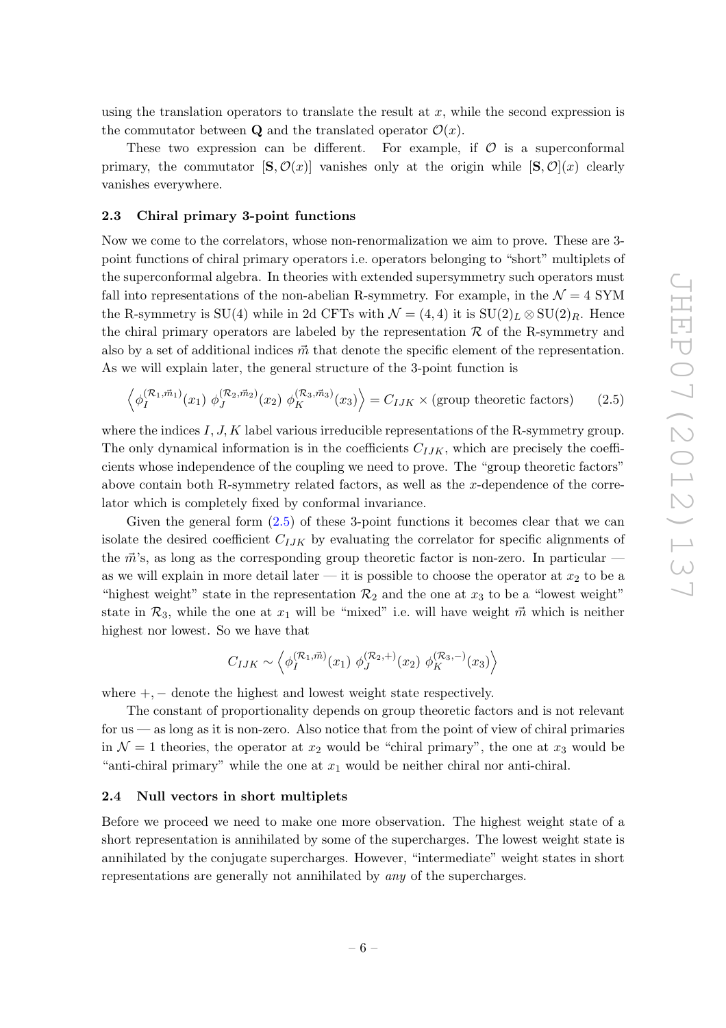using the translation operators to translate the result at $x$, while the second expression is the commutator between $\mathbf{Q}$ and the translated operator $\mathcal{O}(x)$.

These two expression can be different. For example, if $\mathcal{O}$ is a superconformal primary, the commutator $[\mathbf{S}, \mathcal{O}(x)]$ vanishes only at the origin while $[\mathbf{S}, \mathcal{O}](x)$ clearly vanishes everywhere.

### 2.3 Chiral primary 3-point functions

Now we come to the correlators, whose non-renormalization we aim to prove. These are 3-point functions of chiral primary operators i.e. operators belonging to "short" multiplets of the superconformal algebra. In theories with extended supersymmetry such operators must fall into representations of the non-abelian R-symmetry. For example, in the $\mathcal{N}=4$ SYM the R-symmetry is SU(4) while in 2d CFTs with $\mathcal{N}=(4,4)$ it is $\mathrm{SU}(2)_L \otimes \mathrm{SU}(2)_R$. Hence the chiral primary operators are labeled by the representation $\mathcal{R}$ of the R-symmetry and also by a set of additional indices $\vec{m}$ that denote the specific element of the representation. As we will explain later, the general structure of the 3-point function is

$$\left\langle \phi_I^{(\mathcal{R}_1,\vec{m}_1)}(x_1)\ \phi_J^{(\mathcal{R}_2,\vec{m}_2)}(x_2)\ \phi_K^{(\mathcal{R}_3,\vec{m}_3)}(x_3)\right\rangle = C_{IJK} \times (\text{group theoretic factors}) \tag{2.5}$$

where the indices $I, J, K$ label various irreducible representations of the R-symmetry group. The only dynamical information is in the coefficients $C_{IJK}$, which are precisely the coefficients whose independence of the coupling we need to prove. The "group theoretic factors" above contain both R-symmetry related factors, as well as the $x$-dependence of the correlator which is completely fixed by conformal invariance.

Given the general form (2.5) of these 3-point functions it becomes clear that we can isolate the desired coefficient $C_{IJK}$ by evaluating the correlator for specific alignments of the $\vec{m}$'s, as long as the corresponding group theoretic factor is non-zero. In particular — as we will explain in more detail later — it is possible to choose the operator at $x_2$ to be a "highest weight" state in the representation $\mathcal{R}_2$ and the one at $x_3$ to be a "lowest weight" state in $\mathcal{R}_3$, while the one at $x_1$ will be "mixed" i.e. will have weight $\vec{m}$ which is neither highest nor lowest. So we have that

$$C_{IJK} \sim \left\langle \phi_I^{(\mathcal{R}_1,\vec{m})}(x_1)\ \phi_J^{(\mathcal{R}_2,+)}(x_2)\ \phi_K^{(\mathcal{R}_3,-)}(x_3)\right\rangle$$

where $+, -$ denote the highest and lowest weight state respectively.

The constant of proportionality depends on group theoretic factors and is not relevant for us — as long as it is non-zero. Also notice that from the point of view of chiral primaries in $\mathcal{N}=1$ theories, the operator at $x_2$ would be "chiral primary", the one at $x_3$ would be "anti-chiral primary" while the one at $x_1$ would be neither chiral nor anti-chiral.

### 2.4 Null vectors in short multiplets

Before we proceed we need to make one more observation. The highest weight state of a short representation is annihilated by some of the supercharges. The lowest weight state is annihilated by the conjugate supercharges. However, "intermediate" weight states in short representations are generally not annihilated by *any* of the supercharges.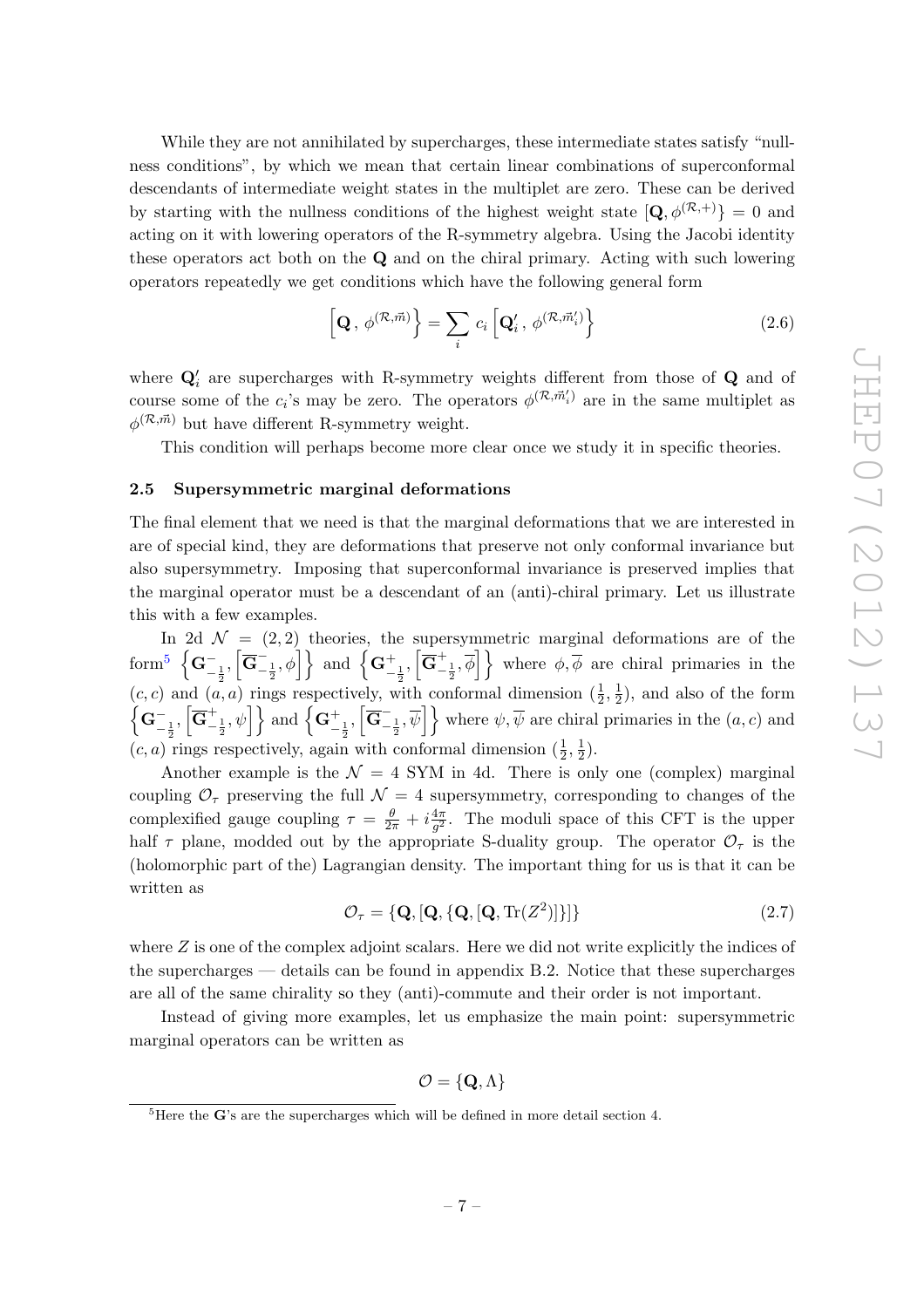While they are not annihilated by supercharges, these intermediate states satisfy "nullness conditions", by which we mean that certain linear combinations of superconformal descendants of intermediate weight states in the multiplet are zero. These can be derived by starting with the nullness conditions of the highest weight state $[\mathbf{Q}, \phi^{(\mathcal{R},+)}\} = 0$ and acting on it with lowering operators of the R-symmetry algebra. Using the Jacobi identity these operators act both on the $\mathbf{Q}$ and on the chiral primary. Acting with such lowering operators repeatedly we get conditions which have the following general form

$$\left[\mathbf{Q}\,,\,\phi^{(\mathcal{R},\vec{m})}\right\} = \sum_i c_i \left[\mathbf{Q}'_i\,,\,\phi^{(\mathcal{R},\vec{m}'_i)}\right\} \tag{2.6}$$

where $\mathbf{Q}'_i$ are supercharges with R-symmetry weights different from those of $\mathbf{Q}$ and of course some of the $c_i$'s may be zero. The operators $\phi^{(\mathcal{R},\vec{m}'_i)}$ are in the same multiplet as $\phi^{(\mathcal{R},\vec{m})}$ but have different R-symmetry weight.

This condition will perhaps become more clear once we study it in specific theories.

### 2.5 Supersymmetric marginal deformations

The final element that we need is that the marginal deformations that we are interested in are of special kind, they are deformations that preserve not only conformal invariance but also supersymmetry. Imposing that superconformal invariance is preserved implies that the marginal operator must be a descendant of an (anti)-chiral primary. Let us illustrate this with a few examples.

In 2d $\mathcal{N} = (2,2)$ theories, the supersymmetric marginal deformations are of the form[5] $\left\{\mathbf{G}^-_{-\frac{1}{2}}, \left[\overline{\mathbf{G}}^-_{-\frac{1}{2}}, \phi\right]\right\}$ and $\left\{\mathbf{G}^+_{-\frac{1}{2}}, \left[\overline{\mathbf{G}}^+_{-\frac{1}{2}}, \overline{\phi}\right]\right\}$ where $\phi, \overline{\phi}$ are chiral primaries in the $(c,c)$ and $(a,a)$ rings respectively, with conformal dimension $(\frac{1}{2}, \frac{1}{2})$, and also of the form $\left\{\mathbf{G}^-_{-\frac{1}{2}}, \left[\overline{\mathbf{G}}^+_{-\frac{1}{2}}, \psi\right]\right\}$ and $\left\{\mathbf{G}^+_{-\frac{1}{2}}, \left[\overline{\mathbf{G}}^-_{-\frac{1}{2}}, \overline{\psi}\right]\right\}$ where $\psi, \overline{\psi}$ are chiral primaries in the $(a,c)$ and $(c,a)$ rings respectively, again with conformal dimension $(\frac{1}{2}, \frac{1}{2})$.

Another example is the $\mathcal{N} = 4$ SYM in 4d. There is only one (complex) marginal coupling $\mathcal{O}_\tau$ preserving the full $\mathcal{N} = 4$ supersymmetry, corresponding to changes of the complexified gauge coupling $\tau = \frac{\theta}{2\pi} + i\frac{4\pi}{g^2}$. The moduli space of this CFT is the upper half $\tau$ plane, modded out by the appropriate S-duality group. The operator $\mathcal{O}_\tau$ is the (holomorphic part of the) Lagrangian density. The important thing for us is that it can be written as

$$\mathcal{O}_\tau = \{\mathbf{Q}, [\mathbf{Q}, \{\mathbf{Q}, [\mathbf{Q}, \mathrm{Tr}(Z^2)]\}]\} \tag{2.7}$$

where $Z$ is one of the complex adjoint scalars. Here we did not write explicitly the indices of the supercharges — details can be found in appendix B.2. Notice that these supercharges are all of the same chirality so they (anti)-commute and their order is not important.

Instead of giving more examples, let us emphasize the main point: supersymmetric marginal operators can be written as

$$\mathcal{O} = \{\mathbf{Q}, \Lambda\}$$

[5] Here the $\mathbf{G}$'s are the supercharges which will be defined in more detail section 4.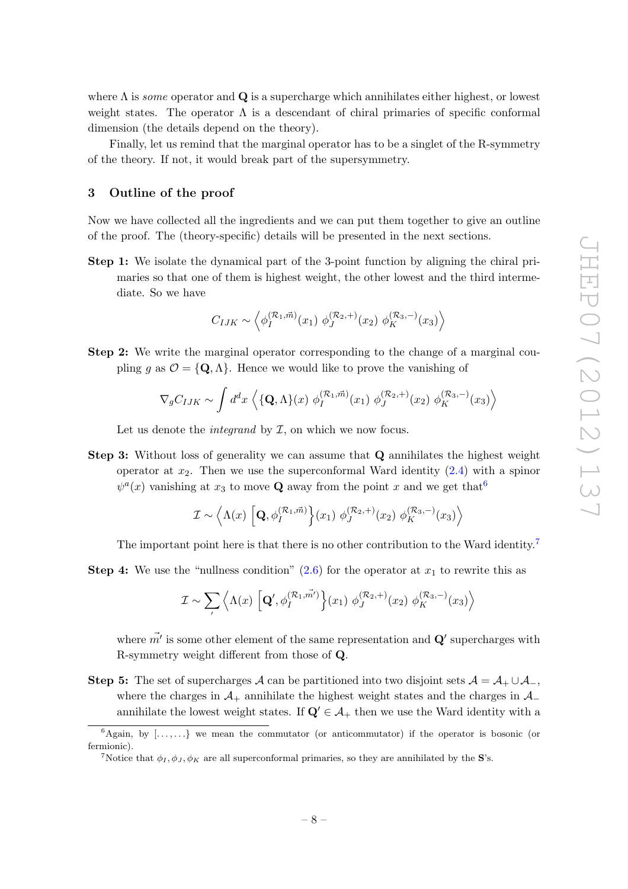where $\Lambda$ is *some* operator and $\mathbf{Q}$ is a supercharge which annihilates either highest, or lowest weight states. The operator $\Lambda$ is a descendant of chiral primaries of specific conformal dimension (the details depend on the theory).

Finally, let us remind that the marginal operator has to be a singlet of the R-symmetry of the theory. If not, it would break part of the supersymmetry.

## 3 Outline of the proof

Now we have collected all the ingredients and we can put them together to give an outline of the proof. The (theory-specific) details will be presented in the next sections.

**Step 1:** We isolate the dynamical part of the 3-point function by aligning the chiral primaries so that one of them is highest weight, the other lowest and the third intermediate. So we have

$$C_{IJK} \sim \left\langle \phi_I^{(\mathcal{R}_1,\vec{m})}(x_1)\ \phi_J^{(\mathcal{R}_2,+)}(x_2)\ \phi_K^{(\mathcal{R}_3,-)}(x_3)\right\rangle$$

**Step 2:** We write the marginal operator corresponding to the change of a marginal coupling $g$ as $\mathcal{O} = \{\mathbf{Q}, \Lambda\}$. Hence we would like to prove the vanishing of

$$\nabla_g C_{IJK} \sim \int d^d x \left\langle \{\mathbf{Q},\Lambda\}(x)\ \phi_I^{(\mathcal{R}_1,\vec{m})}(x_1)\ \phi_J^{(\mathcal{R}_2,+)}(x_2)\ \phi_K^{(\mathcal{R}_3,-)}(x_3)\right\rangle$$

Let us denote the *integrand* by $\mathcal{I}$, on which we now focus.

**Step 3:** Without loss of generality we can assume that $\mathbf{Q}$ annihilates the highest weight operator at $x_2$. Then we use the superconformal Ward identity (2.4) with a spinor $\psi^a(x)$ vanishing at $x_3$ to move $\mathbf{Q}$ away from the point $x$ and we get that[6]

$$\mathcal{I} \sim \left\langle \Lambda(x)\ \left[\mathbf{Q}, \phi_I^{(\mathcal{R}_1,\vec{m})}\right\}(x_1)\ \phi_J^{(\mathcal{R}_2,+)}(x_2)\ \phi_K^{(\mathcal{R}_3,-)}(x_3)\right\rangle$$

The important point here is that there is no other contribution to the Ward identity.[7]

**Step 4:** We use the "nullness condition" (2.6) for the operator at $x_1$ to rewrite this as

$$\mathcal{I} \sim \sum_{\prime} \left\langle \Lambda(x)\ \left[\mathbf{Q}', \phi_I^{(\mathcal{R}_1,\vec{m'})}\right\}(x_1)\ \phi_J^{(\mathcal{R}_2,+)}(x_2)\ \phi_K^{(\mathcal{R}_3,-)}(x_3)\right\rangle$$

where $\vec{m'}$ is some other element of the same representation and $\mathbf{Q}'$ supercharges with R-symmetry weight different from those of $\mathbf{Q}$.

**Step 5:** The set of supercharges $\mathcal{A}$ can be partitioned into two disjoint sets $\mathcal{A} = \mathcal{A}_+ \cup \mathcal{A}_-$, where the charges in $\mathcal{A}_+$ annihilate the highest weight states and the charges in $\mathcal{A}_-$ annihilate the lowest weight states. If $\mathbf{Q}' \in \mathcal{A}_+$ then we use the Ward identity with a

[6] Again, by $[\ldots,\ldots\}$ we mean the commutator (or anticommutator) if the operator is bosonic (or fermionic).

[7] Notice that $\phi_I, \phi_J, \phi_K$ are all superconformal primaries, so they are annihilated by the $\mathbf{S}$'s.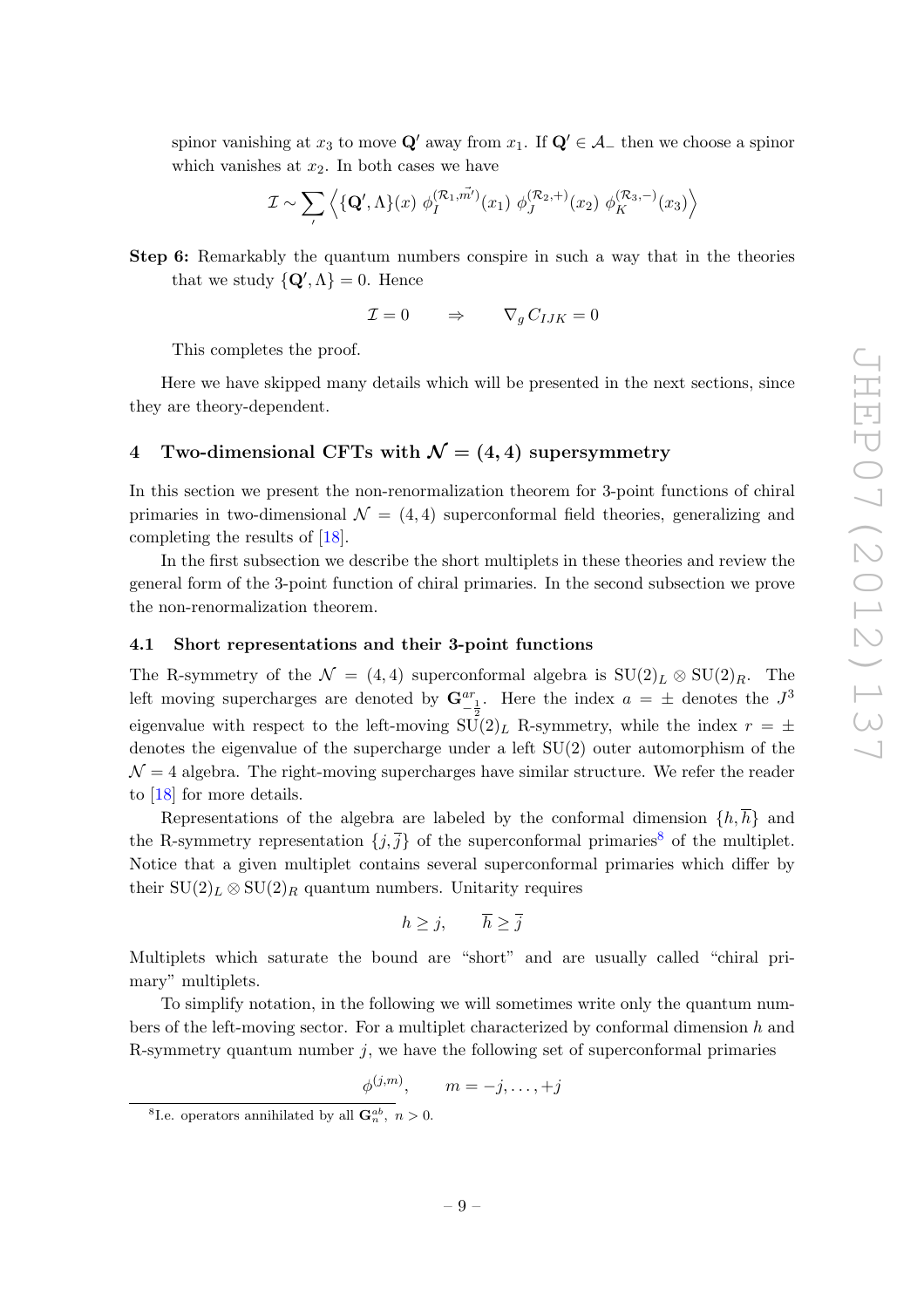spinor vanishing at $x_3$ to move $\mathbf{Q}'$ away from $x_1$. If $\mathbf{Q}' \in \mathcal{A}_-$ then we choose a spinor which vanishes at $x_2$. In both cases we have

$$\mathcal{I} \sim \sum_{\prime} \left\langle \{\mathbf{Q}', \Lambda\}(x)\ \phi_I^{(\mathcal{R}_1, \vec{m}')}(x_1)\ \phi_J^{(\mathcal{R}_2,+)}(x_2)\ \phi_K^{(\mathcal{R}_3,-)}(x_3) \right\rangle$$

**Step 6:** Remarkably the quantum numbers conspire in such a way that in the theories that we study $\{\mathbf{Q}', \Lambda\} = 0$. Hence

$$\mathcal{I} = 0 \qquad \Rightarrow \qquad \nabla_g C_{IJK} = 0$$

This completes the proof.

Here we have skipped many details which will be presented in the next sections, since they are theory-dependent.

## 4 Two-dimensional CFTs with $\mathcal{N} = (4,4)$ supersymmetry

In this section we present the non-renormalization theorem for 3-point functions of chiral primaries in two-dimensional $\mathcal{N} = (4,4)$ superconformal field theories, generalizing and completing the results of [18].

In the first subsection we describe the short multiplets in these theories and review the general form of the 3-point function of chiral primaries. In the second subsection we prove the non-renormalization theorem.

### 4.1 Short representations and their 3-point functions

The R-symmetry of the $\mathcal{N} = (4,4)$ superconformal algebra is $\mathrm{SU}(2)_L \otimes \mathrm{SU}(2)_R$. The left moving supercharges are denoted by $\mathbf{G}^{ar}_{-\frac{1}{2}}$. Here the index $a = \pm$ denotes the $J^3$ eigenvalue with respect to the left-moving $\mathrm{SU}(2)_L$ R-symmetry, while the index $r = \pm$ denotes the eigenvalue of the supercharge under a left SU(2) outer automorphism of the $\mathcal{N} = 4$ algebra. The right-moving supercharges have similar structure. We refer the reader to [18] for more details.

Representations of the algebra are labeled by the conformal dimension $\{h, \overline{h}\}$ and the R-symmetry representation $\{j, \overline{j}\}$ of the superconformal primaries[8] of the multiplet. Notice that a given multiplet contains several superconformal primaries which differ by their $\mathrm{SU}(2)_L \otimes \mathrm{SU}(2)_R$ quantum numbers. Unitarity requires

$$h \geq j, \qquad \overline{h} \geq \overline{j}$$

Multiplets which saturate the bound are "short" and are usually called "chiral primary" multiplets.

To simplify notation, in the following we will sometimes write only the quantum numbers of the left-moving sector. For a multiplet characterized by conformal dimension $h$ and R-symmetry quantum number $j$, we have the following set of superconformal primaries

$$\phi^{(j,m)}, \qquad m = -j, \ldots, +j$$

[8] I.e. operators annihilated by all $\mathbf{G}^{ab}_n$, $n > 0$.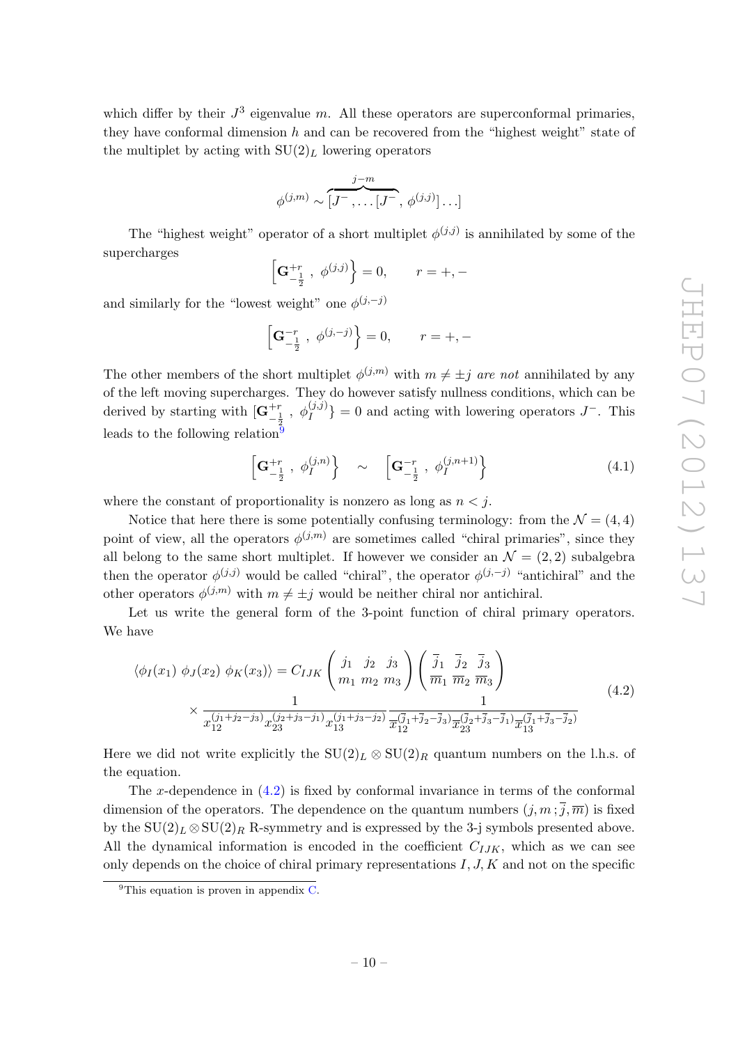which differ by their $J^3$ eigenvalue $m$. All these operators are superconformal primaries, they have conformal dimension $h$ and can be recovered from the "highest weight" state of the multiplet by acting with $\mathrm{SU}(2)_L$ lowering operators

$$\phi^{(j,m)} \sim \overbrace{[J^-, \dots [J^-}^{j-m}, \phi^{(j,j)}] \dots]$$

The "highest weight" operator of a short multiplet $\phi^{(j,j)}$ is annihilated by some of the supercharges

$$\left[\mathbf{G}^{+r}_{-\frac{1}{2}}\ ,\ \phi^{(j,j)}\right\} = 0, \qquad r = +,-$$

and similarly for the "lowest weight" one $\phi^{(j,-j)}$

$$\left[\mathbf{G}^{-r}_{-\frac{1}{2}}\ ,\ \phi^{(j,-j)}\right\} = 0, \qquad r = +,-$$

The other members of the short multiplet $\phi^{(j,m)}$ with $m \neq \pm j$ *are not* annihilated by any of the left moving supercharges. They do however satisfy nullness conditions, which can be derived by starting with $[\mathbf{G}^{+r}_{-\frac{1}{2}}\ ,\ \phi^{(j,j)}_I\} = 0$ and acting with lowering operators $J^-$. This leads to the following relation[9]

$$\left[\mathbf{G}^{+r}_{-\frac{1}{2}}\ ,\ \phi^{(j,n)}_I\right\} \quad \sim \quad \left[\mathbf{G}^{-r}_{-\frac{1}{2}}\ ,\ \phi^{(j,n+1)}_I\right\} \tag{4.1}$$

where the constant of proportionality is nonzero as long as $n < j$.

Notice that here there is some potentially confusing terminology: from the $\mathcal{N} = (4,4)$ point of view, all the operators $\phi^{(j,m)}$ are sometimes called "chiral primaries", since they all belong to the same short multiplet. If however we consider an $\mathcal{N} = (2,2)$ subalgebra then the operator $\phi^{(j,j)}$ would be called "chiral", the operator $\phi^{(j,-j)}$ "antichiral" and the other operators $\phi^{(j,m)}$ with $m \neq \pm j$ would be neither chiral nor antichiral.

Let us write the general form of the 3-point function of chiral primary operators. We have

$$\begin{aligned}\langle \phi_I(x_1)\ \phi_J(x_2)\ \phi_K(x_3)\rangle = C_{IJK} &\begin{pmatrix} j_1 & j_2 & j_3 \\ m_1 & m_2 & m_3 \end{pmatrix} \begin{pmatrix} \bar{j}_1 & \bar{j}_2 & \bar{j}_3 \\ \overline{m}_1 & \overline{m}_2 & \overline{m}_3 \end{pmatrix} \\ \times \frac{1}{x_{12}^{(j_1+j_2-j_3)} x_{23}^{(j_2+j_3-j_1)} x_{13}^{(j_1+j_3-j_2)}} &\frac{1}{\bar{x}_{12}^{(\bar{j}_1+\bar{j}_2-\bar{j}_3)} \bar{x}_{23}^{(\bar{j}_2+\bar{j}_3-\bar{j}_1)} \bar{x}_{13}^{(\bar{j}_1+\bar{j}_3-\bar{j}_2)}}\end{aligned} \tag{4.2}$$

Here we did not write explicitly the $\mathrm{SU}(2)_L \otimes \mathrm{SU}(2)_R$ quantum numbers on the l.h.s. of the equation.

The $x$-dependence in (4.2) is fixed by conformal invariance in terms of the conformal dimension of the operators. The dependence on the quantum numbers $(j, m\,; \bar{j}, \overline{m})$ is fixed by the $\mathrm{SU}(2)_L \otimes \mathrm{SU}(2)_R$ R-symmetry and is expressed by the 3-j symbols presented above. All the dynamical information is encoded in the coefficient $C_{IJK}$, which as we can see only depends on the choice of chiral primary representations $I, J, K$ and not on the specific

[9] This equation is proven in appendix C.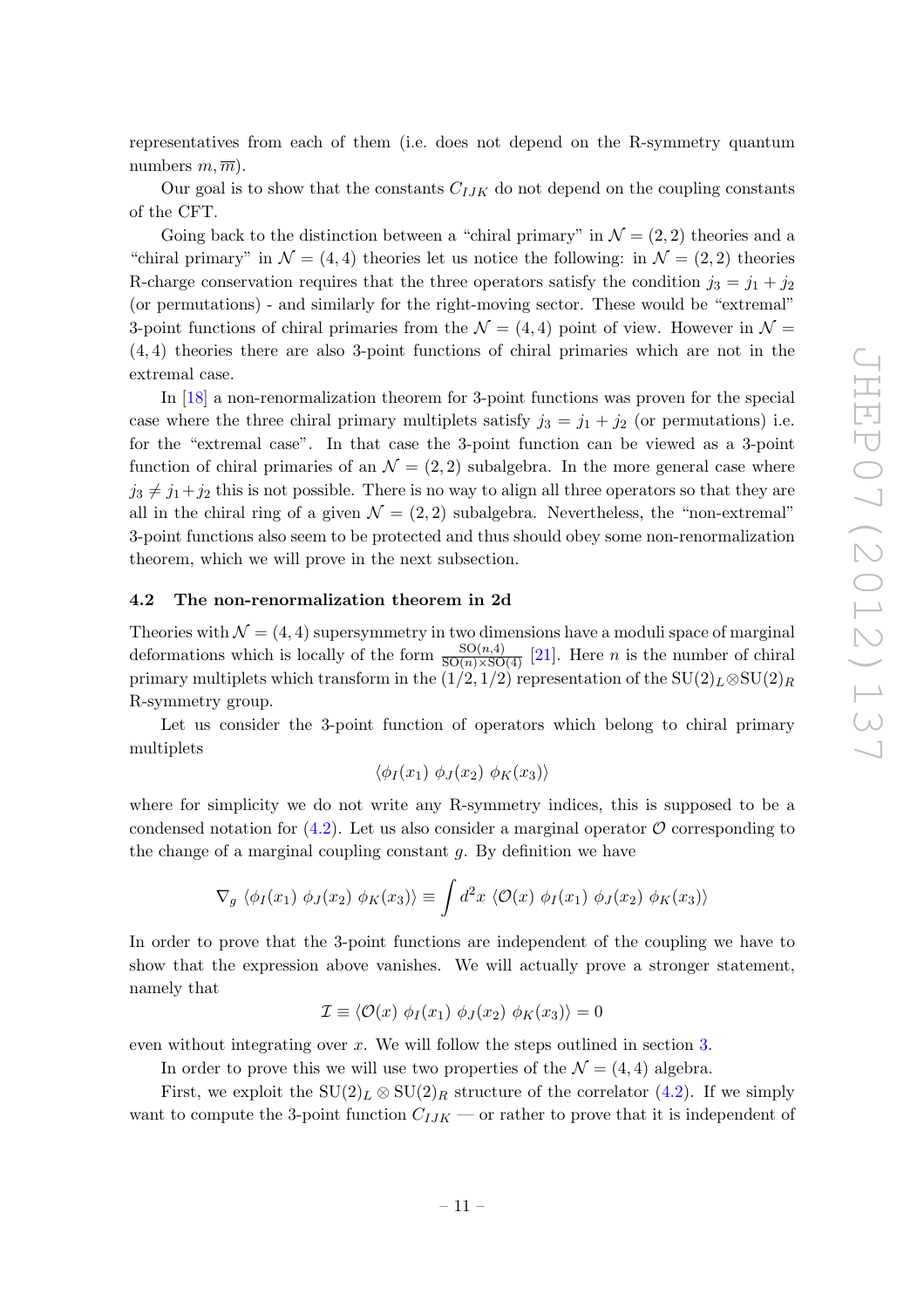representatives from each of them (i.e. does not depend on the R-symmetry quantum numbers $m, \overline{m}$).

Our goal is to show that the constants $C_{IJK}$ do not depend on the coupling constants of the CFT.

Going back to the distinction between a "chiral primary" in $\mathcal{N} = (2,2)$ theories and a "chiral primary" in $\mathcal{N} = (4,4)$ theories let us notice the following: in $\mathcal{N} = (2,2)$ theories R-charge conservation requires that the three operators satisfy the condition $j_3 = j_1 + j_2$ (or permutations) - and similarly for the right-moving sector. These would be "extremal" 3-point functions of chiral primaries from the $\mathcal{N} = (4,4)$ point of view. However in $\mathcal{N} = (4,4)$ theories there are also 3-point functions of chiral primaries which are not in the extremal case.

In [18] a non-renormalization theorem for 3-point functions was proven for the special case where the three chiral primary multiplets satisfy $j_3 = j_1 + j_2$ (or permutations) i.e. for the "extremal case". In that case the 3-point function can be viewed as a 3-point function of chiral primaries of an $\mathcal{N} = (2,2)$ subalgebra. In the more general case where $j_3 \neq j_1 + j_2$ this is not possible. There is no way to align all three operators so that they are all in the chiral ring of a given $\mathcal{N} = (2,2)$ subalgebra. Nevertheless, the "non-extremal" 3-point functions also seem to be protected and thus should obey some non-renormalization theorem, which we will prove in the next subsection.

### 4.2 The non-renormalization theorem in 2d

Theories with $\mathcal{N} = (4,4)$ supersymmetry in two dimensions have a moduli space of marginal deformations which is locally of the form $\frac{\mathrm{SO}(n,4)}{\mathrm{SO}(n)\times \mathrm{SO}(4)}$ [21]. Here $n$ is the number of chiral primary multiplets which transform in the $(1/2, 1/2)$ representation of the $\mathrm{SU}(2)_L \otimes \mathrm{SU}(2)_R$ R-symmetry group.

Let us consider the 3-point function of operators which belong to chiral primary multiplets

$$\langle \phi_I(x_1)\ \phi_J(x_2)\ \phi_K(x_3)\rangle$$

where for simplicity we do not write any R-symmetry indices, this is supposed to be a condensed notation for (4.2). Let us also consider a marginal operator $\mathcal{O}$ corresponding to the change of a marginal coupling constant $g$. By definition we have

$$\nabla_g\ \langle \phi_I(x_1)\ \phi_J(x_2)\ \phi_K(x_3)\rangle \equiv \int d^2x\ \langle \mathcal{O}(x)\ \phi_I(x_1)\ \phi_J(x_2)\ \phi_K(x_3)\rangle$$

In order to prove that the 3-point functions are independent of the coupling we have to show that the expression above vanishes. We will actually prove a stronger statement, namely that

$$\mathcal{I} \equiv \langle \mathcal{O}(x)\ \phi_I(x_1)\ \phi_J(x_2)\ \phi_K(x_3)\rangle = 0$$

even without integrating over $x$. We will follow the steps outlined in section 3.

In order to prove this we will use two properties of the $\mathcal{N} = (4,4)$ algebra.

First, we exploit the $\mathrm{SU}(2)_L \otimes \mathrm{SU}(2)_R$ structure of the correlator (4.2). If we simply want to compute the 3-point function $C_{IJK}$ — or rather to prove that it is independent of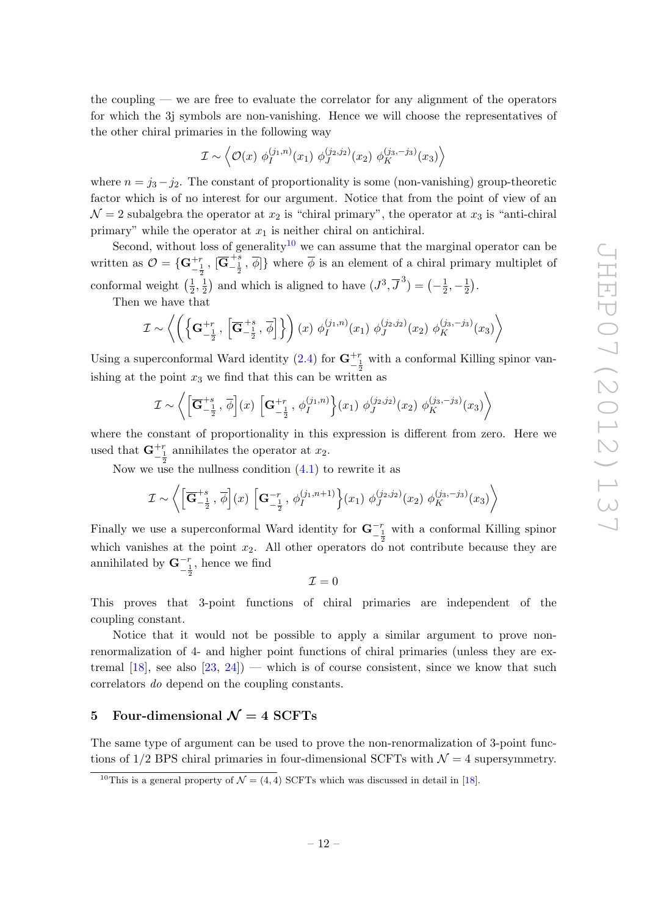the coupling — we are free to evaluate the correlator for any alignment of the operators for which the 3j symbols are non-vanishing. Hence we will choose the representatives of the other chiral primaries in the following way

$$\mathcal{I} \sim \left\langle \mathcal{O}(x)\ \phi_I^{(j_1,n)}(x_1)\ \phi_J^{(j_2,j_2)}(x_2)\ \phi_K^{(j_3,-j_3)}(x_3) \right\rangle$$

where $n = j_3 - j_2$. The constant of proportionality is some (non-vanishing) group-theoretic factor which is of no interest for our argument. Notice that from the point of view of an $\mathcal{N}=2$ subalgebra the operator at $x_2$ is "chiral primary", the operator at $x_3$ is "anti-chiral primary" while the operator at $x_1$ is neither chiral on antichiral.

Second, without loss of generality[10] we can assume that the marginal operator can be written as $\mathcal{O} = \{\mathbf{G}^{+r}_{-\frac{1}{2}}, [\overline{\mathbf{G}}^{+s}_{-\frac{1}{2}}, \overline{\phi}]\}$ where $\overline{\phi}$ is an element of a chiral primary multiplet of conformal weight $(\frac{1}{2}, \frac{1}{2})$ and which is aligned to have $(J^3, \overline{J}^3) = (-\frac{1}{2}, -\frac{1}{2})$.

Then we have that

$$\mathcal{I} \sim \left\langle \left( \left\{ \mathbf{G}^{+r}_{-\frac{1}{2}}, \left[ \overline{\mathbf{G}}^{+s}_{-\frac{1}{2}}, \overline{\phi} \right] \right\} \right)(x)\ \phi_I^{(j_1,n)}(x_1)\ \phi_J^{(j_2,j_2)}(x_2)\ \phi_K^{(j_3,-j_3)}(x_3) \right\rangle$$

Using a superconformal Ward identity (2.4) for $\mathbf{G}^{+r}_{-\frac{1}{2}}$ with a conformal Killing spinor vanishing at the point $x_3$ we find that this can be written as

$$\mathcal{I} \sim \left\langle \left[ \overline{\mathbf{G}}^{+s}_{-\frac{1}{2}}, \overline{\phi} \right](x)\ \left[ \mathbf{G}^{+r}_{-\frac{1}{2}}, \phi_I^{(j_1,n)} \right\}(x_1)\ \phi_J^{(j_2,j_2)}(x_2)\ \phi_K^{(j_3,-j_3)}(x_3) \right\rangle$$

where the constant of proportionality in this expression is different from zero. Here we used that $\mathbf{G}^{+r}_{-\frac{1}{2}}$ annihilates the operator at $x_2$.

Now we use the nullness condition (4.1) to rewrite it as

$$\mathcal{I} \sim \left\langle \left[ \overline{\mathbf{G}}^{+s}_{-\frac{1}{2}}, \overline{\phi} \right](x)\ \left[ \mathbf{G}^{-r}_{-\frac{1}{2}}, \phi_I^{(j_1,n+1)} \right\}(x_1)\ \phi_J^{(j_2,j_2)}(x_2)\ \phi_K^{(j_3,-j_3)}(x_3) \right\rangle$$

Finally we use a superconformal Ward identity for $\mathbf{G}^{-r}_{-\frac{1}{2}}$ with a conformal Killing spinor which vanishes at the point $x_2$. All other operators do not contribute because they are annihilated by $\mathbf{G}^{-r}_{-\frac{1}{2}}$, hence we find

$$\mathcal{I} = 0$$

This proves that 3-point functions of chiral primaries are independent of the coupling constant.

Notice that it would not be possible to apply a similar argument to prove non-renormalization of 4- and higher point functions of chiral primaries (unless they are extremal [18], see also [23, 24]) — which is of course consistent, since we know that such correlators *do* depend on the coupling constants.

## 5 Four-dimensional $\mathcal{N} = 4$ SCFTs

The same type of argument can be used to prove the non-renormalization of 3-point functions of 1/2 BPS chiral primaries in four-dimensional SCFTs with $\mathcal{N} = 4$ supersymmetry.

[10] This is a general property of $\mathcal{N} = (4, 4)$ SCFTs which was discussed in detail in [18].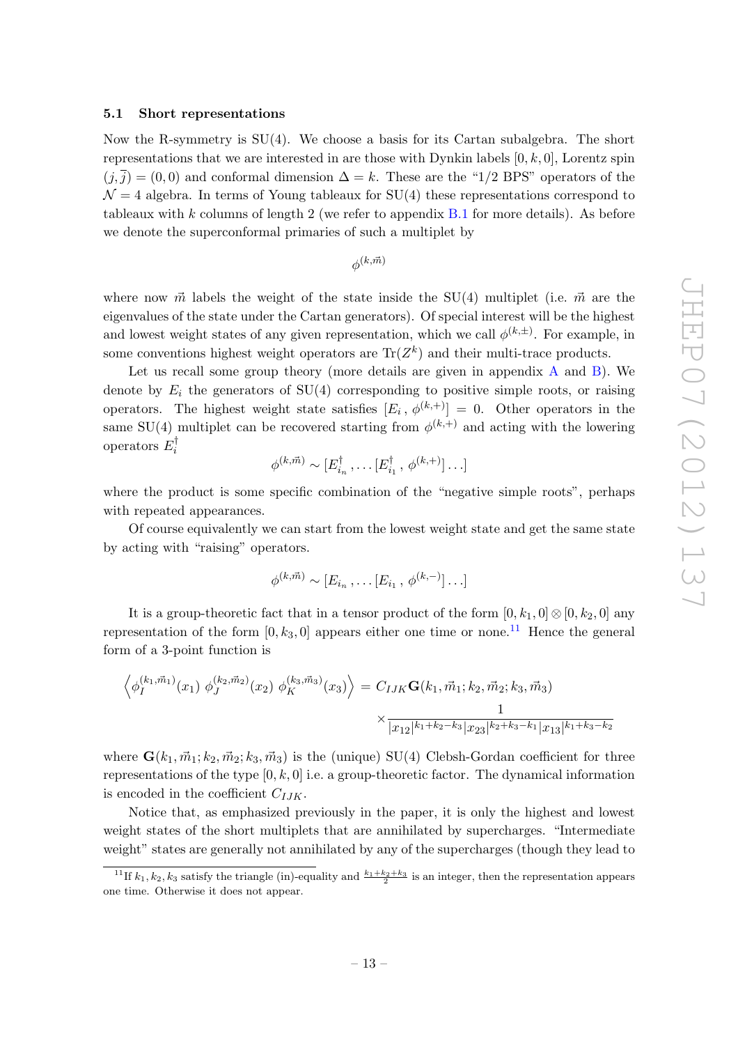### 5.1 Short representations

Now the R-symmetry is SU(4). We choose a basis for its Cartan subalgebra. The short representations that we are interested in are those with Dynkin labels $[0, k, 0]$, Lorentz spin $(j, \bar{j}) = (0, 0)$ and conformal dimension $\Delta = k$. These are the "1/2 BPS" operators of the $\mathcal{N} = 4$ algebra. In terms of Young tableaux for SU(4) these representations correspond to tableaux with $k$ columns of length 2 (we refer to appendix B.1 for more details). As before we denote the superconformal primaries of such a multiplet by

$$\phi^{(k,\vec{m})}$$

where now $\vec{m}$ labels the weight of the state inside the SU(4) multiplet (i.e. $\vec{m}$ are the eigenvalues of the state under the Cartan generators). Of special interest will be the highest and lowest weight states of any given representation, which we call $\phi^{(k,\pm)}$. For example, in some conventions highest weight operators are $\mathrm{Tr}(Z^k)$ and their multi-trace products.

Let us recall some group theory (more details are given in appendix A and B). We denote by $E_i$ the generators of SU(4) corresponding to positive simple roots, or raising operators. The highest weight state satisfies $[E_i\,,\, \phi^{(k,+)}] = 0$. Other operators in the same SU(4) multiplet can be recovered starting from $\phi^{(k,+)}$ and acting with the lowering operators $E_i^\dagger$

$$\phi^{(k,\vec{m})} \sim [E_{i_n}^\dagger\,, \ldots [E_{i_1}^\dagger\,,\, \phi^{(k,+)}] \ldots]$$

where the product is some specific combination of the "negative simple roots", perhaps with repeated appearances.

Of course equivalently we can start from the lowest weight state and get the same state by acting with "raising" operators.

$$\phi^{(k,\vec{m})} \sim [E_{i_n}\,, \ldots [E_{i_1}\,,\, \phi^{(k,-)}] \ldots]$$

It is a group-theoretic fact that in a tensor product of the form $[0, k_1, 0] \otimes [0, k_2, 0]$ any representation of the form $[0, k_3, 0]$ appears either one time or none.[11] Hence the general form of a 3-point function is

$$\left\langle \phi_I^{(k_1,\vec{m}_1)}(x_1)\; \phi_J^{(k_2,\vec{m}_2)}(x_2)\; \phi_K^{(k_3,\vec{m}_3)}(x_3) \right\rangle = C_{IJK}\,\mathbf{G}(k_1, \vec{m}_1; k_2, \vec{m}_2; k_3, \vec{m}_3) \times \frac{1}{|x_{12}|^{k_1+k_2-k_3}|x_{23}|^{k_2+k_3-k_1}|x_{13}|^{k_1+k_3-k_2}}$$

where $\mathbf{G}(k_1, \vec{m}_1; k_2, \vec{m}_2; k_3, \vec{m}_3)$ is the (unique) SU(4) Clebsh-Gordan coefficient for three representations of the type $[0, k, 0]$ i.e. a group-theoretic factor. The dynamical information is encoded in the coefficient $C_{IJK}$.

Notice that, as emphasized previously in the paper, it is only the highest and lowest weight states of the short multiplets that are annihilated by supercharges. "Intermediate weight" states are generally not annihilated by any of the supercharges (though they lead to

[11] If $k_1, k_2, k_3$ satisfy the triangle (in)-equality and $\frac{k_1+k_2+k_3}{2}$ is an integer, then the representation appears one time. Otherwise it does not appear.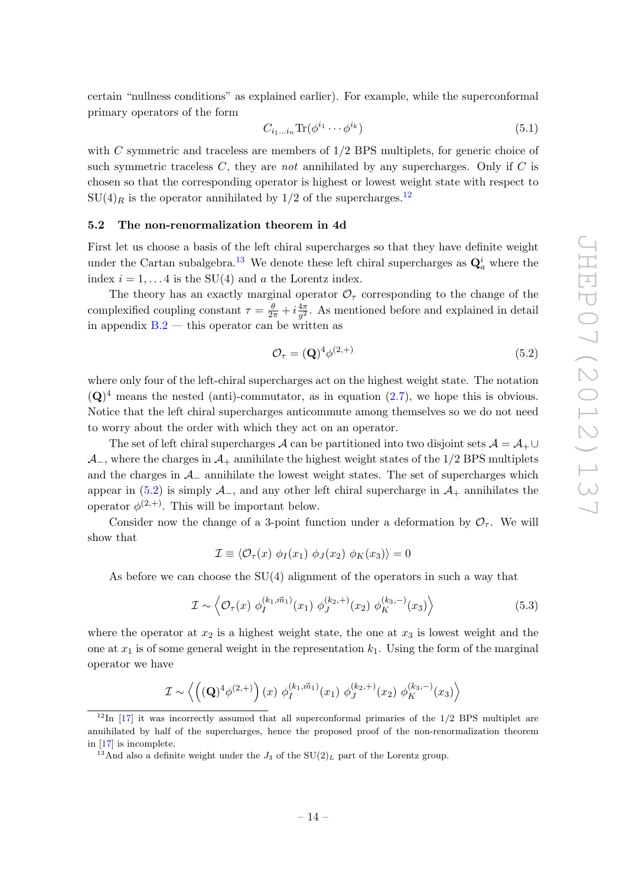certain "nullness conditions" as explained earlier). For example, while the superconformal primary operators of the form

$$C_{i_1\ldots i_n}\mathrm{Tr}(\phi^{i_1}\cdots\phi^{i_k}) \tag{5.1}$$

with $C$ symmetric and traceless are members of 1/2 BPS multiplets, for generic choice of such symmetric traceless $C$, they are *not* annihilated by any supercharges. Only if $C$ is chosen so that the corresponding operator is highest or lowest weight state with respect to $\mathrm{SU}(4)_R$ is the operator annihilated by 1/2 of the supercharges.[12]

### 5.2 The non-renormalization theorem in 4d

First let us choose a basis of the left chiral supercharges so that they have definite weight under the Cartan subalgebra.[13] We denote these left chiral supercharges as $\mathbf{Q}^i_a$ where the index $i = 1,\ldots 4$ is the SU(4) and $a$ the Lorentz index.

The theory has an exactly marginal operator $\mathcal{O}_\tau$ corresponding to the change of the complexified coupling constant $\tau = \frac{\theta}{2\pi} + i\frac{4\pi}{g^2}$. As mentioned before and explained in detail in appendix B.2 — this operator can be written as

$$\mathcal{O}_\tau = (\mathbf{Q})^4\phi^{(2,+)} \tag{5.2}$$

where only four of the left-chiral supercharges act on the highest weight state. The notation $(\mathbf{Q})^4$ means the nested (anti)-commutator, as in equation (2.7), we hope this is obvious. Notice that the left chiral supercharges anticommute among themselves so we do not need to worry about the order with which they act on an operator.

The set of left chiral supercharges $\mathcal{A}$ can be partitioned into two disjoint sets $\mathcal{A} = \mathcal{A}_+ \cup \mathcal{A}_-$, where the charges in $\mathcal{A}_+$ annihilate the highest weight states of the 1/2 BPS multiplets and the charges in $\mathcal{A}_-$ annihilate the lowest weight states. The set of supercharges which appear in (5.2) is simply $\mathcal{A}_-$, and any other left chiral supercharge in $\mathcal{A}_+$ annihilates the operator $\phi^{(2,+)}$. This will be important below.

Consider now the change of a 3-point function under a deformation by $\mathcal{O}_\tau$. We will show that

$$\mathcal{I} \equiv \langle \mathcal{O}_\tau(x)\ \phi_I(x_1)\ \phi_J(x_2)\ \phi_K(x_3)\rangle = 0$$

As before we can choose the SU(4) alignment of the operators in such a way that

$$\mathcal{I} \sim \left\langle \mathcal{O}_\tau(x)\ \phi_I^{(k_1,\vec{m}_1)}(x_1)\ \phi_J^{(k_2,+)}(x_2)\ \phi_K^{(k_3,-)}(x_3)\right\rangle \tag{5.3}$$

where the operator at $x_2$ is a highest weight state, the one at $x_3$ is lowest weight and the one at $x_1$ is of some general weight in the representation $k_1$. Using the form of the marginal operator we have

$$\mathcal{I} \sim \left\langle \left((\mathbf{Q})^4\phi^{(2,+)}\right)(x)\ \phi_I^{(k_1,\vec{m}_1)}(x_1)\ \phi_J^{(k_2,+)}(x_2)\ \phi_K^{(k_3,-)}(x_3)\right\rangle$$

[12] In [17] it was incorrectly assumed that all superconformal primaries of the 1/2 BPS multiplet are annihilated by half of the supercharges, hence the proposed proof of the non-renormalization theorem in [17] is incomplete.

[13] And also a definite weight under the $J_3$ of the $\mathrm{SU}(2)_L$ part of the Lorentz group.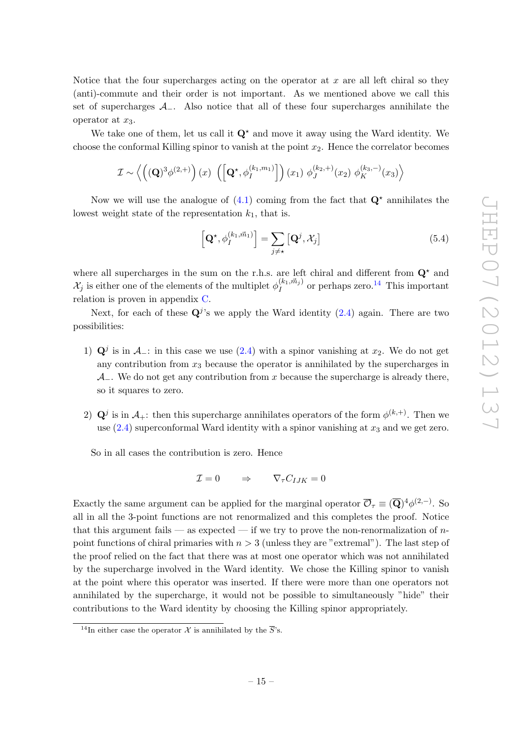Notice that the four supercharges acting on the operator at $x$ are all left chiral so they (anti)-commute and their order is not important. As we mentioned above we call this set of supercharges $\mathcal{A}_-$. Also notice that all of these four supercharges annihilate the operator at $x_3$.

We take one of them, let us call it $\mathbf{Q}^\star$ and move it away using the Ward identity. We choose the conformal Killing spinor to vanish at the point $x_2$. Hence the correlator becomes

$$\mathcal{I} \sim \left\langle \left( (\mathbf{Q})^3 \phi^{(2,+)} \right)(x) \ \left( \left[ \mathbf{Q}^\star, \phi_I^{(k_1,m_1)} \right] \right)(x_1) \ \phi_J^{(k_2,+)}(x_2) \ \phi_K^{(k_3,-)}(x_3) \right\rangle$$

Now we will use the analogue of (4.1) coming from the fact that $\mathbf{Q}^\star$ annihilates the lowest weight state of the representation $k_1$, that is.

$$\left[ \mathbf{Q}^\star, \phi_I^{(k_1,\vec{m}_1)} \right] = \sum_{j \neq \star} \left[ \mathbf{Q}^j, \mathcal{X}_j \right] \tag{5.4}$$

where all supercharges in the sum on the r.h.s. are left chiral and different from $\mathbf{Q}^\star$ and $\mathcal{X}_j$ is either one of the elements of the multiplet $\phi_I^{(k_1,\vec{m}_j)}$ or perhaps zero.[14] This important relation is proven in appendix C.

Next, for each of these $\mathbf{Q}^j$'s we apply the Ward identity (2.4) again. There are two possibilities:

1) $\mathbf{Q}^j$ is in $\mathcal{A}_-$: in this case we use (2.4) with a spinor vanishing at $x_2$. We do not get any contribution from $x_3$ because the operator is annihilated by the supercharges in $\mathcal{A}_-$. We do not get any contribution from $x$ because the supercharge is already there, so it squares to zero.

2) $\mathbf{Q}^j$ is in $\mathcal{A}_+$: then this supercharge annihilates operators of the form $\phi^{(k,+)}$. Then we use (2.4) superconformal Ward identity with a spinor vanishing at $x_3$ and we get zero.

So in all cases the contribution is zero. Hence

$$\mathcal{I} = 0 \qquad \Rightarrow \qquad \nabla_\tau C_{IJK} = 0$$

Exactly the same argument can be applied for the marginal operator $\overline{\mathcal{O}}_\tau \equiv (\overline{\mathbf{Q}})^4 \phi^{(2,-)}$. So all in all the 3-point functions are not renormalized and this completes the proof. Notice that this argument fails — as expected — if we try to prove the non-renormalization of $n$-point functions of chiral primaries with $n > 3$ (unless they are "extremal"). The last step of the proof relied on the fact that there was at most one operator which was not annihilated by the supercharge involved in the Ward identity. We chose the Killing spinor to vanish at the point where this operator was inserted. If there were more than one operators not annihilated by the supercharge, it would not be possible to simultaneously "hide" their contributions to the Ward identity by choosing the Killing spinor appropriately.

[14] In either case the operator $\mathcal{X}$ is annihilated by the $\overline{S}$'s.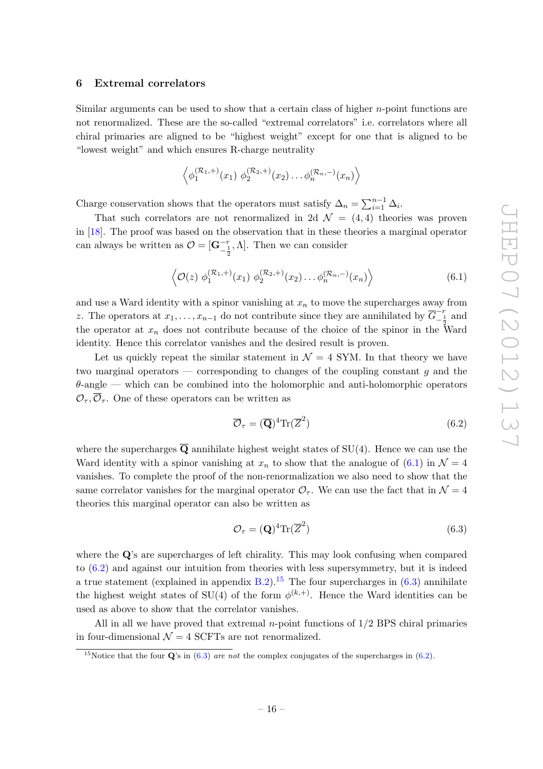## 6 Extremal correlators

Similar arguments can be used to show that a certain class of higher $n$-point functions are not renormalized. These are the so-called "extremal correlators" i.e. correlators where all chiral primaries are aligned to be "highest weight" except for one that is aligned to be "lowest weight" and which ensures R-charge neutrality

$$\left\langle \phi_1^{(\mathcal{R}_1,+)}(x_1)\ \phi_2^{(\mathcal{R}_2,+)}(x_2)\ldots\phi_n^{(\mathcal{R}_n,-)}(x_n)\right\rangle$$

Charge conservation shows that the operators must satisfy $\Delta_n = \sum_{i=1}^{n-1}\Delta_i$.

That such correlators are not renormalized in 2d $\mathcal{N} = (4,4)$ theories was proven in [18]. The proof was based on the observation that in these theories a marginal operator can always be written as $\mathcal{O} = [\mathbf{G}^{-r}_{-\frac{1}{2}}, \Lambda]$. Then we can consider

$$\left\langle \mathcal{O}(z)\ \phi_1^{(\mathcal{R}_1,+)}(x_1)\ \phi_2^{(\mathcal{R}_2,+)}(x_2)\ldots\phi_n^{(\mathcal{R}_n,-)}(x_n)\right\rangle \tag{6.1}$$

and use a Ward identity with a spinor vanishing at $x_n$ to move the supercharges away from $z$. The operators at $x_1,\ldots,x_{n-1}$ do not contribute since they are annihilated by $\overline{G}^{-r}_{-\frac{1}{2}}$ and the operator at $x_n$ does not contribute because of the choice of the spinor in the Ward identity. Hence this correlator vanishes and the desired result is proven.

Let us quickly repeat the similar statement in $\mathcal{N} = 4$ SYM. In that theory we have two marginal operators — corresponding to changes of the coupling constant $g$ and the $\theta$-angle — which can be combined into the holomorphic and anti-holomorphic operators $\mathcal{O}_\tau, \overline{\mathcal{O}}_\tau$. One of these operators can be written as

$$\overline{\mathcal{O}}_\tau = (\overline{\mathbf{Q}})^4 \mathrm{Tr}(Z^2) \tag{6.2}$$

where the supercharges $\overline{\mathbf{Q}}$ annihilate highest weight states of SU(4). Hence we can use the Ward identity with a spinor vanishing at $x_n$ to show that the analogue of (6.1) in $\mathcal{N} = 4$ vanishes. To complete the proof of the non-renormalization we also need to show that the same correlator vanishes for the marginal operator $\mathcal{O}_\tau$. We can use the fact that in $\mathcal{N} = 4$ theories this marginal operator can also be written as

$$\mathcal{O}_\tau = (\mathbf{Q})^4 \mathrm{Tr}(\overline{Z}^2) \tag{6.3}$$

where the $\mathbf{Q}$'s are supercharges of left chirality. This may look confusing when compared to (6.2) and against our intuition from theories with less supersymmetry, but it is indeed a true statement (explained in appendix B.2).[15] The four supercharges in (6.3) annihilate the highest weight states of SU(4) of the form $\phi^{(k,+)}$. Hence the Ward identities can be used as above to show that the correlator vanishes.

All in all we have proved that extremal $n$-point functions of 1/2 BPS chiral primaries in four-dimensional $\mathcal{N} = 4$ SCFTs are not renormalized.

[15] Notice that the four $\mathbf{Q}$'s in (6.3) *are not* the complex conjugates of the supercharges in (6.2).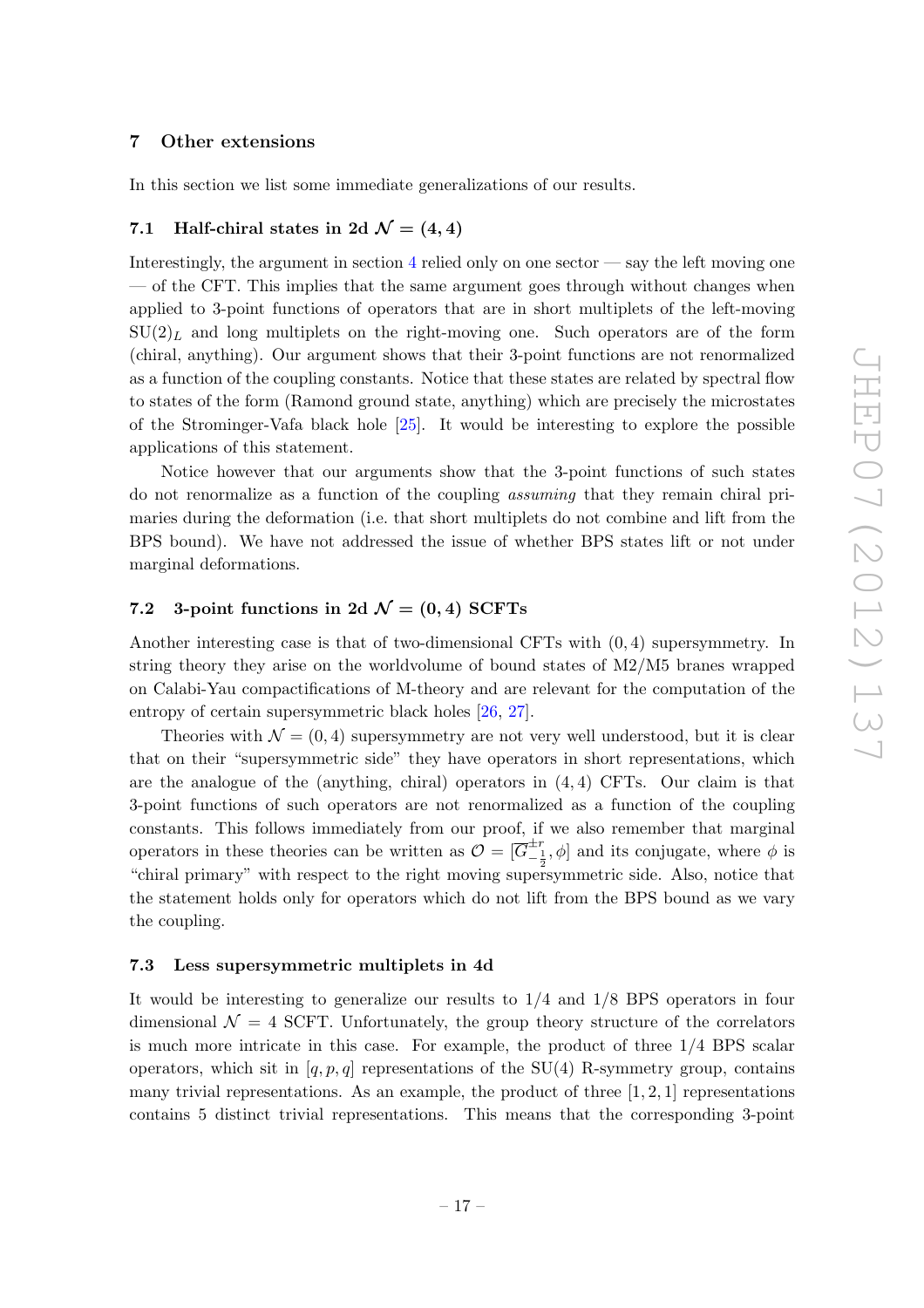## 7 Other extensions

In this section we list some immediate generalizations of our results.

### 7.1 Half-chiral states in 2d $\mathcal{N} = (4,4)$

Interestingly, the argument in section 4 relied only on one sector — say the left moving one — of the CFT. This implies that the same argument goes through without changes when applied to 3-point functions of operators that are in short multiplets of the left-moving $\mathrm{SU}(2)_L$ and long multiplets on the right-moving one. Such operators are of the form (chiral, anything). Our argument shows that their 3-point functions are not renormalized as a function of the coupling constants. Notice that these states are related by spectral flow to states of the form (Ramond ground state, anything) which are precisely the microstates of the Strominger-Vafa black hole [25]. It would be interesting to explore the possible applications of this statement.

Notice however that our arguments show that the 3-point functions of such states do not renormalize as a function of the coupling *assuming* that they remain chiral primaries during the deformation (i.e. that short multiplets do not combine and lift from the BPS bound). We have not addressed the issue of whether BPS states lift or not under marginal deformations.

### 7.2 3-point functions in 2d $\mathcal{N} = (0,4)$ SCFTs

Another interesting case is that of two-dimensional CFTs with $(0,4)$ supersymmetry. In string theory they arise on the worldvolume of bound states of M2/M5 branes wrapped on Calabi-Yau compactifications of M-theory and are relevant for the computation of the entropy of certain supersymmetric black holes [26, 27].

Theories with $\mathcal{N} = (0,4)$ supersymmetry are not very well understood, but it is clear that on their "supersymmetric side" they have operators in short representations, which are the analogue of the (anything, chiral) operators in $(4,4)$ CFTs. Our claim is that 3-point functions of such operators are not renormalized as a function of the coupling constants. This follows immediately from our proof, if we also remember that marginal operators in these theories can be written as $\mathcal{O} = [\overline{G}^{\pm r}_{-\frac{1}{2}}, \phi]$ and its conjugate, where $\phi$ is "chiral primary" with respect to the right moving supersymmetric side. Also, notice that the statement holds only for operators which do not lift from the BPS bound as we vary the coupling.

### 7.3 Less supersymmetric multiplets in 4d

It would be interesting to generalize our results to 1/4 and 1/8 BPS operators in four dimensional $\mathcal{N} = 4$ SCFT. Unfortunately, the group theory structure of the correlators is much more intricate in this case. For example, the product of three 1/4 BPS scalar operators, which sit in $[q,p,q]$ representations of the SU(4) R-symmetry group, contains many trivial representations. As an example, the product of three $[1,2,1]$ representations contains 5 distinct trivial representations. This means that the corresponding 3-point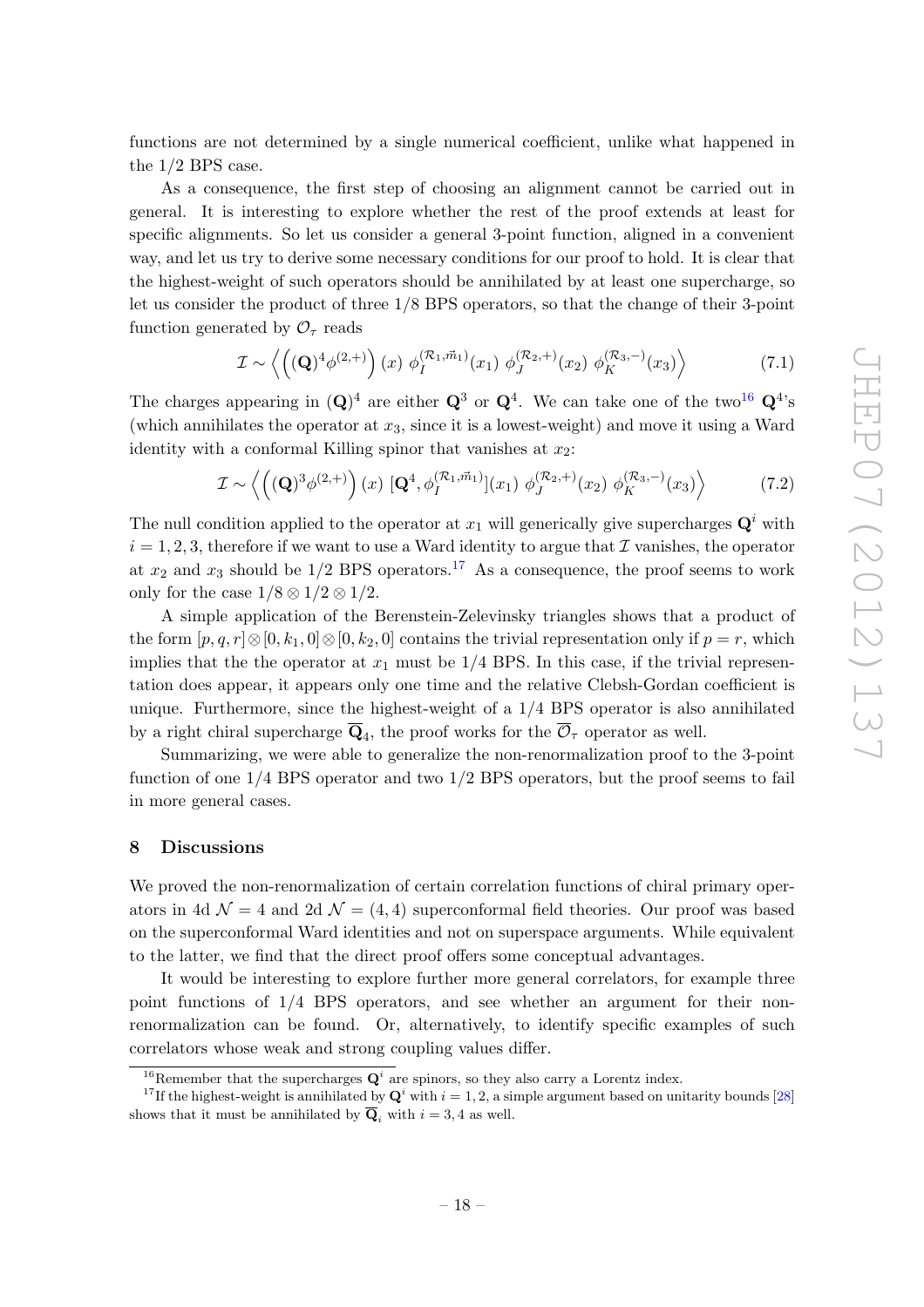functions are not determined by a single numerical coefficient, unlike what happened in the 1/2 BPS case.

As a consequence, the first step of choosing an alignment cannot be carried out in general. It is interesting to explore whether the rest of the proof extends at least for specific alignments. So let us consider a general 3-point function, aligned in a convenient way, and let us try to derive some necessary conditions for our proof to hold. It is clear that the highest-weight of such operators should be annihilated by at least one supercharge, so let us consider the product of three 1/8 BPS operators, so that the change of their 3-point function generated by $\mathcal{O}_\tau$ reads

$$\mathcal{I} \sim \left\langle \left( (\mathbf{Q})^4 \phi^{(2,+)} \right)(x)\ \phi_I^{(\mathcal{R}_1,\vec{m}_1)}(x_1)\ \phi_J^{(\mathcal{R}_2,+)}(x_2)\ \phi_K^{(\mathcal{R}_3,-)}(x_3) \right\rangle \tag{7.1}$$

The charges appearing in $(\mathbf{Q})^4$ are either $\mathbf{Q}^3$ or $\mathbf{Q}^4$. We can take one of the two[16] $\mathbf{Q}^4$'s (which annihilates the operator at $x_3$, since it is a lowest-weight) and move it using a Ward identity with a conformal Killing spinor that vanishes at $x_2$:

$$\mathcal{I} \sim \left\langle \left( (\mathbf{Q})^3 \phi^{(2,+)} \right)(x)\ [\mathbf{Q}^4, \phi_I^{(\mathcal{R}_1,\vec{m}_1)}](x_1)\ \phi_J^{(\mathcal{R}_2,+)}(x_2)\ \phi_K^{(\mathcal{R}_3,-)}(x_3) \right\rangle \tag{7.2}$$

The null condition applied to the operator at $x_1$ will generically give supercharges $\mathbf{Q}^i$ with $i = 1, 2, 3$, therefore if we want to use a Ward identity to argue that $\mathcal{I}$ vanishes, the operator at $x_2$ and $x_3$ should be 1/2 BPS operators.[17] As a consequence, the proof seems to work only for the case $1/8 \otimes 1/2 \otimes 1/2$.

A simple application of the Berenstein-Zelevinsky triangles shows that a product of the form $[p, q, r] \otimes [0, k_1, 0] \otimes [0, k_2, 0]$ contains the trivial representation only if $p = r$, which implies that the the operator at $x_1$ must be 1/4 BPS. In this case, if the trivial representation does appear, it appears only one time and the relative Clebsh-Gordan coefficient is unique. Furthermore, since the highest-weight of a 1/4 BPS operator is also annihilated by a right chiral supercharge $\overline{\mathbf{Q}}_4$, the proof works for the $\overline{\mathcal{O}}_\tau$ operator as well.

Summarizing, we were able to generalize the non-renormalization proof to the 3-point function of one 1/4 BPS operator and two 1/2 BPS operators, but the proof seems to fail in more general cases.

## 8 Discussions

We proved the non-renormalization of certain correlation functions of chiral primary operators in 4d $\mathcal{N} = 4$ and 2d $\mathcal{N} = (4, 4)$ superconformal field theories. Our proof was based on the superconformal Ward identities and not on superspace arguments. While equivalent to the latter, we find that the direct proof offers some conceptual advantages.

It would be interesting to explore further more general correlators, for example three point functions of 1/4 BPS operators, and see whether an argument for their non-renormalization can be found. Or, alternatively, to identify specific examples of such correlators whose weak and strong coupling values differ.

[16] Remember that the supercharges $\mathbf{Q}^i$ are spinors, so they also carry a Lorentz index.

[17] If the highest-weight is annihilated by $\mathbf{Q}^i$ with $i = 1, 2$, a simple argument based on unitarity bounds [28] shows that it must be annihilated by $\overline{\mathbf{Q}}_i$ with $i = 3, 4$ as well.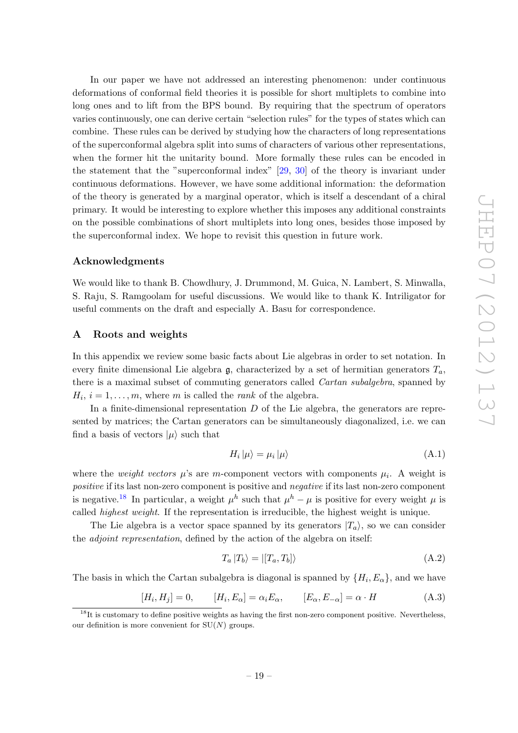In our paper we have not addressed an interesting phenomenon: under continuous deformations of conformal field theories it is possible for short multiplets to combine into long ones and to lift from the BPS bound. By requiring that the spectrum of operators varies continuously, one can derive certain "selection rules" for the types of states which can combine. These rules can be derived by studying how the characters of long representations of the superconformal algebra split into sums of characters of various other representations, when the former hit the unitarity bound. More formally these rules can be encoded in the statement that the "superconformal index" [29, 30] of the theory is invariant under continuous deformations. However, we have some additional information: the deformation of the theory is generated by a marginal operator, which is itself a descendant of a chiral primary. It would be interesting to explore whether this imposes any additional constraints on the possible combinations of short multiplets into long ones, besides those imposed by the superconformal index. We hope to revisit this question in future work.

## Acknowledgments

We would like to thank B. Chowdhury, J. Drummond, M. Guica, N. Lambert, S. Minwalla, S. Raju, S. Ramgoolam for useful discussions. We would like to thank K. Intriligator for useful comments on the draft and especially A. Basu for correspondence.

## A Roots and weights

In this appendix we review some basic facts about Lie algebras in order to set notation. In every finite dimensional Lie algebra $\mathfrak{g}$, characterized by a set of hermitian generators $T_a$, there is a maximal subset of commuting generators called *Cartan subalgebra*, spanned by $H_i$, $i = 1, \ldots, m$, where $m$ is called the *rank* of the algebra.

In a finite-dimensional representation $D$ of the Lie algebra, the generators are represented by matrices; the Cartan generators can be simultaneously diagonalized, i.e. we can find a basis of vectors $|\mu\rangle$ such that

$$H_i \,|\mu\rangle = \mu_i \,|\mu\rangle \tag{A.1}$$

where the *weight vectors* $\mu$'s are $m$-component vectors with components $\mu_i$. A weight is *positive* if its last non-zero component is positive and *negative* if its last non-zero component is negative.[18] In particular, a weight $\mu^h$ such that $\mu^h - \mu$ is positive for every weight $\mu$ is called *highest weight*. If the representation is irreducible, the highest weight is unique.

The Lie algebra is a vector space spanned by its generators $|T_a\rangle$, so we can consider the *adjoint representation*, defined by the action of the algebra on itself:

$$T_a \,|T_b\rangle = |[T_a, T_b]\rangle \tag{A.2}$$

The basis in which the Cartan subalgebra is diagonal is spanned by $\{H_i, E_\alpha\}$, and we have

$$[H_i, H_j] = 0, \qquad [H_i, E_\alpha] = \alpha_i E_\alpha, \qquad [E_\alpha, E_{-\alpha}] = \alpha \cdot H \tag{A.3}$$

[18] It is customary to define positive weights as having the first non-zero component positive. Nevertheless, our definition is more convenient for SU($N$) groups.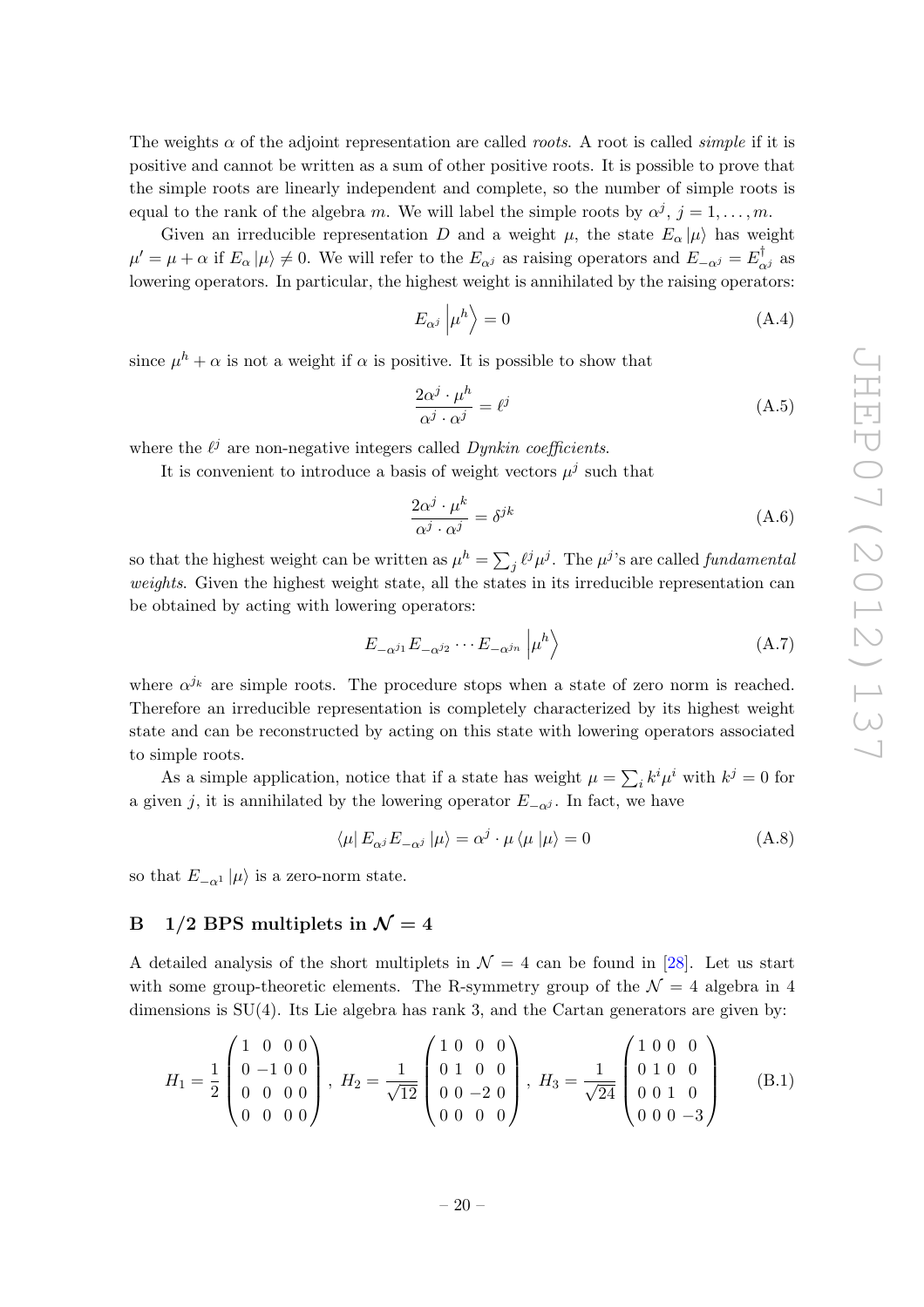The weights $\alpha$ of the adjoint representation are called *roots*. A root is called *simple* if it is positive and cannot be written as a sum of other positive roots. It is possible to prove that the simple roots are linearly independent and complete, so the number of simple roots is equal to the rank of the algebra $m$. We will label the simple roots by $\alpha^j$, $j = 1, \ldots, m$.

Given an irreducible representation $D$ and a weight $\mu$, the state $E_\alpha |\mu\rangle$ has weight $\mu' = \mu + \alpha$ if $E_\alpha |\mu\rangle \neq 0$. We will refer to the $E_{\alpha^j}$ as raising operators and $E_{-\alpha^j} = E^\dagger_{\alpha^j}$ as lowering operators. In particular, the highest weight is annihilated by the raising operators:

$$E_{\alpha^j} \left|\mu^h\right\rangle = 0 \tag{A.4}$$

since $\mu^h + \alpha$ is not a weight if $\alpha$ is positive. It is possible to show that

$$\frac{2\alpha^j \cdot \mu^h}{\alpha^j \cdot \alpha^j} = \ell^j \tag{A.5}$$

where the $\ell^j$ are non-negative integers called *Dynkin coefficients*.

It is convenient to introduce a basis of weight vectors $\mu^j$ such that

$$\frac{2\alpha^j \cdot \mu^k}{\alpha^j \cdot \alpha^j} = \delta^{jk} \tag{A.6}$$

so that the highest weight can be written as $\mu^h = \sum_j \ell^j \mu^j$. The $\mu^j$'s are called *fundamental weights*. Given the highest weight state, all the states in its irreducible representation can be obtained by acting with lowering operators:

$$E_{-\alpha^{j_1}} E_{-\alpha^{j_2}} \cdots E_{-\alpha^{j_n}} \left|\mu^h\right\rangle \tag{A.7}$$

where $\alpha^{j_k}$ are simple roots. The procedure stops when a state of zero norm is reached. Therefore an irreducible representation is completely characterized by its highest weight state and can be reconstructed by acting on this state with lowering operators associated to simple roots.

As a simple application, notice that if a state has weight $\mu = \sum_i k^i \mu^i$ with $k^j = 0$ for a given $j$, it is annihilated by the lowering operator $E_{-\alpha^j}$. In fact, we have

$$\langle\mu| E_{\alpha^j} E_{-\alpha^j} |\mu\rangle = \alpha^j \cdot \mu \langle \mu |\mu\rangle = 0 \tag{A.8}$$

so that $E_{-\alpha^1} |\mu\rangle$ is a zero-norm state.

# B 1/2 BPS multiplets in $\mathcal{N} = 4$

A detailed analysis of the short multiplets in $\mathcal{N} = 4$ can be found in [28]. Let us start with some group-theoretic elements. The R-symmetry group of the $\mathcal{N} = 4$ algebra in 4 dimensions is SU(4). Its Lie algebra has rank 3, and the Cartan generators are given by:

$$H_1 = \frac{1}{2}\begin{pmatrix} 1 & 0 & 0 & 0 \\ 0 & -1 & 0 & 0 \\ 0 & 0 & 0 & 0 \\ 0 & 0 & 0 & 0 \end{pmatrix}, \; H_2 = \frac{1}{\sqrt{12}}\begin{pmatrix} 1 & 0 & 0 & 0 \\ 0 & 1 & 0 & 0 \\ 0 & 0 & -2 & 0 \\ 0 & 0 & 0 & 0 \end{pmatrix}, \; H_3 = \frac{1}{\sqrt{24}}\begin{pmatrix} 1 & 0 & 0 & 0 \\ 0 & 1 & 0 & 0 \\ 0 & 0 & 1 & 0 \\ 0 & 0 & 0 & -3 \end{pmatrix} \tag{B.1}$$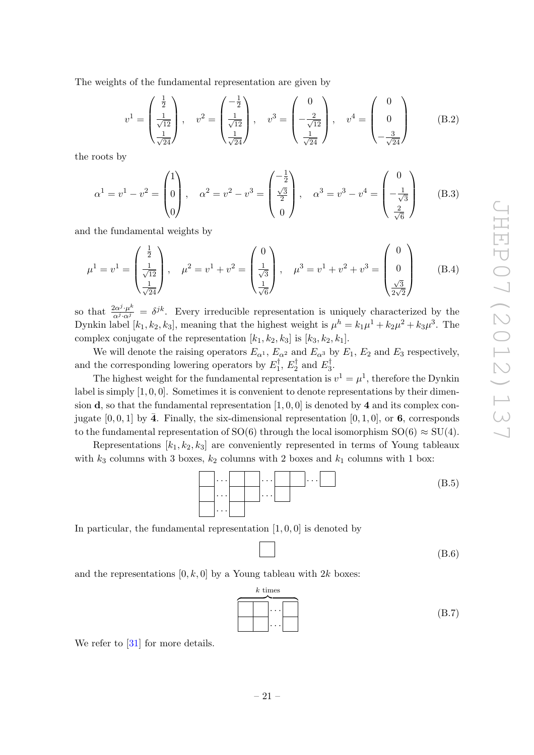The weights of the fundamental representation are given by

$$v^1 = \begin{pmatrix} \frac{1}{2} \\ \frac{1}{\sqrt{12}} \\ \frac{1}{\sqrt{24}} \end{pmatrix}, \quad v^2 = \begin{pmatrix} -\frac{1}{2} \\ \frac{1}{\sqrt{12}} \\ \frac{1}{\sqrt{24}} \end{pmatrix}, \quad v^3 = \begin{pmatrix} 0 \\ -\frac{2}{\sqrt{12}} \\ \frac{1}{\sqrt{24}} \end{pmatrix}, \quad v^4 = \begin{pmatrix} 0 \\ 0 \\ -\frac{3}{\sqrt{24}} \end{pmatrix} \tag{B.2}$$

the roots by

$$\alpha^1 = v^1 - v^2 = \begin{pmatrix} 1 \\ 0 \\ 0 \end{pmatrix}, \quad \alpha^2 = v^2 - v^3 = \begin{pmatrix} -\frac{1}{2} \\ \frac{\sqrt{3}}{2} \\ 0 \end{pmatrix}, \quad \alpha^3 = v^3 - v^4 = \begin{pmatrix} 0 \\ -\frac{1}{\sqrt{3}} \\ \frac{2}{\sqrt{6}} \end{pmatrix} \tag{B.3}$$

and the fundamental weights by

$$\mu^1 = v^1 = \begin{pmatrix} \frac{1}{2} \\ \frac{1}{\sqrt{12}} \\ \frac{1}{\sqrt{24}} \end{pmatrix}, \quad \mu^2 = v^1 + v^2 = \begin{pmatrix} 0 \\ \frac{1}{\sqrt{3}} \\ \frac{1}{\sqrt{6}} \end{pmatrix}, \quad \mu^3 = v^1 + v^2 + v^3 = \begin{pmatrix} 0 \\ 0 \\ \frac{\sqrt{3}}{2\sqrt{2}} \end{pmatrix} \tag{B.4}$$

so that $\frac{2\alpha^j \cdot \mu^k}{\alpha^j \cdot \alpha^j} = \delta^{jk}$. Every irreducible representation is uniquely characterized by the Dynkin label $[k_1, k_2, k_3]$, meaning that the highest weight is $\mu^h = k_1\mu^1 + k_2\mu^2 + k_3\mu^3$. The complex conjugate of the representation $[k_1, k_2, k_3]$ is $[k_3, k_2, k_1]$.

We will denote the raising operators $E_{\alpha^1}$, $E_{\alpha^2}$ and $E_{\alpha^3}$ by $E_1$, $E_2$ and $E_3$ respectively, and the corresponding lowering operators by $E_1^\dagger$, $E_2^\dagger$ and $E_3^\dagger$.

The highest weight for the fundamental representation is $v^1 = \mu^1$, therefore the Dynkin label is simply $[1, 0, 0]$. Sometimes it is convenient to denote representations by their dimension **d**, so that the fundamental representation $[1, 0, 0]$ is denoted by **4** and its complex conjugate $[0, 0, 1]$ by $\bar{\mathbf{4}}$. Finally, the six-dimensional representation $[0, 1, 0]$, or **6**, corresponds to the fundamental representation of SO(6) through the local isomorphism SO(6) $\approx$ SU(4).

Representations $[k_1, k_2, k_3]$ are conveniently represented in terms of Young tableaux with $k_3$ columns with 3 boxes, $k_2$ columns with 2 boxes and $k_1$ columns with 1 box:

(B.5)

In particular, the fundamental representation $[1, 0, 0]$ is denoted by

(B.6)

and the representations $[0, k, 0]$ by a Young tableau with $2k$ boxes:

(B.7)

We refer to [31] for more details.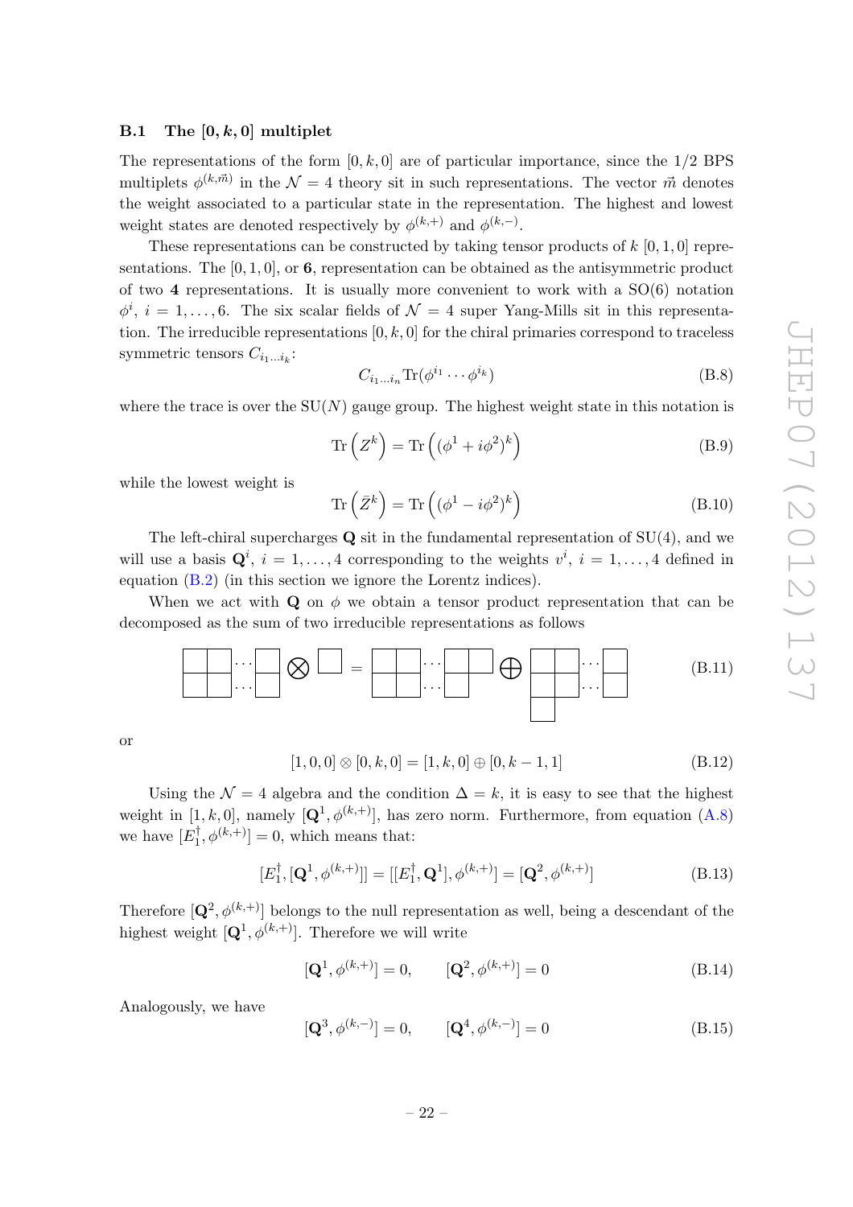### B.1 The $[0, k, 0]$ multiplet

The representations of the form $[0, k, 0]$ are of particular importance, since the 1/2 BPS multiplets $\phi^{(k,\vec{m})}$ in the $\mathcal{N} = 4$ theory sit in such representations. The vector $\vec{m}$ denotes the weight associated to a particular state in the representation. The highest and lowest weight states are denoted respectively by $\phi^{(k,+)}$ and $\phi^{(k,-)}$.

These representations can be constructed by taking tensor products of $k$ $[0, 1, 0]$ representations. The $[0, 1, 0]$, or **6**, representation can be obtained as the antisymmetric product of two **4** representations. It is usually more convenient to work with a SO(6) notation $\phi^i$, $i = 1, \ldots, 6$. The six scalar fields of $\mathcal{N} = 4$ super Yang-Mills sit in this representation. The irreducible representations $[0, k, 0]$ for the chiral primaries correspond to traceless symmetric tensors $C_{i_1 \ldots i_k}$:

$$C_{i_1 \ldots i_n} \mathrm{Tr}(\phi^{i_1} \cdots \phi^{i_k}) \tag{B.8}$$

where the trace is over the SU($N$) gauge group. The highest weight state in this notation is

$$\mathrm{Tr}\left(Z^k\right) = \mathrm{Tr}\left((\phi^1 + i\phi^2)^k\right) \tag{B.9}$$

while the lowest weight is

$$\mathrm{Tr}\left(\bar{Z}^k\right) = \mathrm{Tr}\left((\phi^1 - i\phi^2)^k\right) \tag{B.10}$$

The left-chiral supercharges $\mathbf{Q}$ sit in the fundamental representation of SU(4), and we will use a basis $\mathbf{Q}^i$, $i = 1, \ldots, 4$ corresponding to the weights $v^i$, $i = 1, \ldots, 4$ defined in equation (B.2) (in this section we ignore the Lorentz indices).

When we act with $\mathbf{Q}$ on $\phi$ we obtain a tensor product representation that can be decomposed as the sum of two irreducible representations as follows

$$\begin{array}{|c|c|c|c|}\hline \phantom{x} & \phantom{x} & \cdots & \phantom{x} \\ \hline \phantom{x} & \phantom{x} & \cdots & \phantom{x} \\ \hline \end{array} \;\otimes\; \begin{array}{|c|}\hline \phantom{x} \\ \hline \end{array} \;=\; \begin{array}{|c|c|c|c|c|}\hline \phantom{x} & \phantom{x} & \cdots & \phantom{x} & \phantom{x} \\ \hline \phantom{x} & \phantom{x} & \cdots & \phantom{x} \\ \cline{1-4} \end{array} \;\oplus\; \begin{array}{|c|c|c|c|}\hline \phantom{x} & \phantom{x} & \cdots & \phantom{x} \\ \hline \phantom{x} & \phantom{x} & \cdots & \phantom{x} \\ \hline \phantom{x} \\ \cline{1-1} \end{array} \tag{B.11}$$

or

$$[1, 0, 0] \otimes [0, k, 0] = [1, k, 0] \oplus [0, k-1, 1] \tag{B.12}$$

Using the $\mathcal{N} = 4$ algebra and the condition $\Delta = k$, it is easy to see that the highest weight in $[1, k, 0]$, namely $[\mathbf{Q}^1, \phi^{(k,+)}]$, has zero norm. Furthermore, from equation (A.8) we have $[E_1^\dagger, \phi^{(k,+)}] = 0$, which means that:

$$[E_1^\dagger, [\mathbf{Q}^1, \phi^{(k,+)}]] = [[E_1^\dagger, \mathbf{Q}^1], \phi^{(k,+)}] = [\mathbf{Q}^2, \phi^{(k,+)}] \tag{B.13}$$

Therefore $[\mathbf{Q}^2, \phi^{(k,+)}]$ belongs to the null representation as well, being a descendant of the highest weight $[\mathbf{Q}^1, \phi^{(k,+)}]$. Therefore we will write

$$[\mathbf{Q}^1, \phi^{(k,+)}] = 0, \qquad [\mathbf{Q}^2, \phi^{(k,+)}] = 0 \tag{B.14}$$

Analogously, we have

$$[\mathbf{Q}^3, \phi^{(k,-)}] = 0, \qquad [\mathbf{Q}^4, \phi^{(k,-)}] = 0 \tag{B.15}$$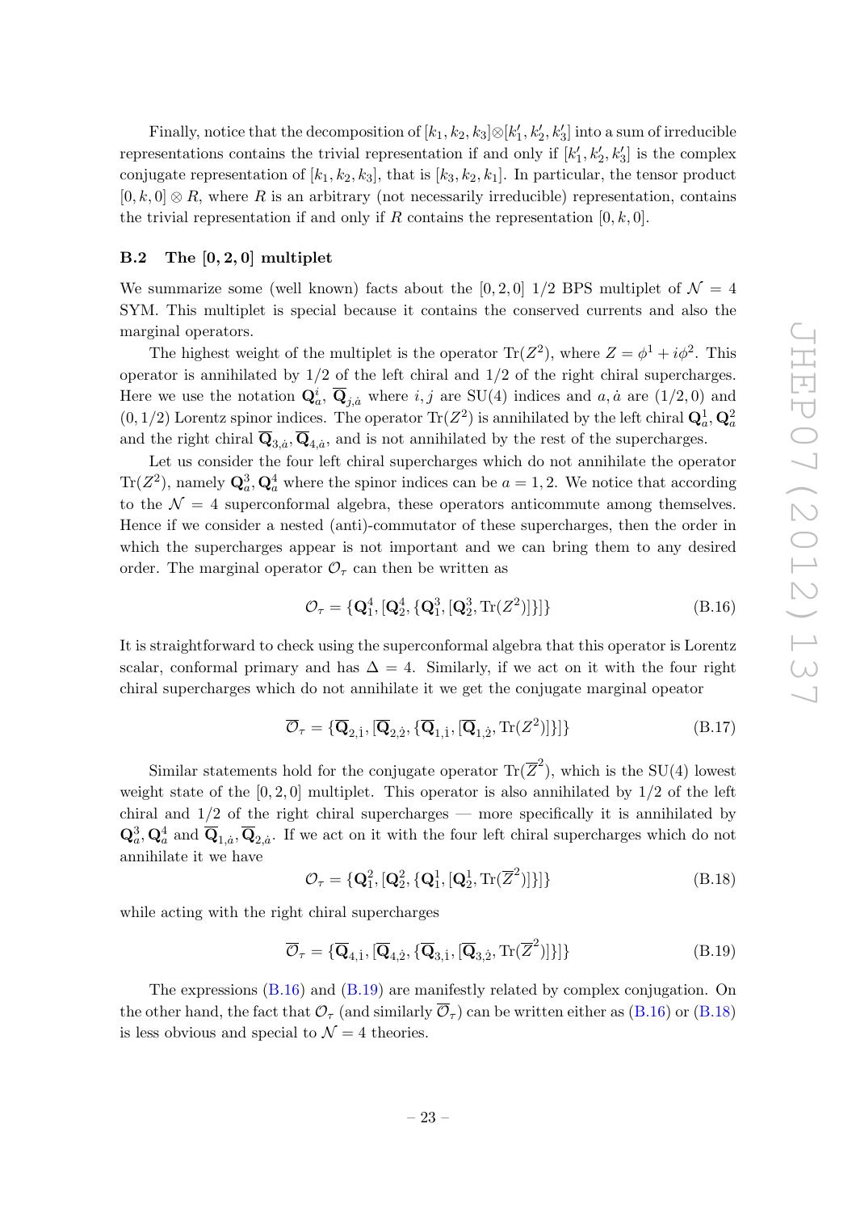Finally, notice that the decomposition of $[k_1, k_2, k_3] \otimes [k'_1, k'_2, k'_3]$ into a sum of irreducible representations contains the trivial representation if and only if $[k'_1, k'_2, k'_3]$ is the complex conjugate representation of $[k_1, k_2, k_3]$, that is $[k_3, k_2, k_1]$. In particular, the tensor product $[0, k, 0] \otimes R$, where $R$ is an arbitrary (not necessarily irreducible) representation, contains the trivial representation if and only if $R$ contains the representation $[0, k, 0]$.

### B.2 The $[0, 2, 0]$ multiplet

We summarize some (well known) facts about the $[0, 2, 0]$ 1/2 BPS multiplet of $\mathcal{N} = 4$ SYM. This multiplet is special because it contains the conserved currents and also the marginal operators.

The highest weight of the multiplet is the operator $\mathrm{Tr}(Z^2)$, where $Z = \phi^1 + i\phi^2$. This operator is annihilated by 1/2 of the left chiral and 1/2 of the right chiral supercharges. Here we use the notation $\mathbf{Q}^i_a$, $\overline{\mathbf{Q}}_{j,\dot{a}}$ where $i, j$ are SU(4) indices and $a, \dot{a}$ are $(1/2, 0)$ and $(0, 1/2)$ Lorentz spinor indices. The operator $\mathrm{Tr}(Z^2)$ is annihilated by the left chiral $\mathbf{Q}^1_a, \mathbf{Q}^2_a$ and the right chiral $\overline{\mathbf{Q}}_{3,\dot{a}}, \overline{\mathbf{Q}}_{4,\dot{a}}$, and is not annihilated by the rest of the supercharges.

Let us consider the four left chiral supercharges which do not annihilate the operator $\mathrm{Tr}(Z^2)$, namely $\mathbf{Q}^3_a, \mathbf{Q}^4_a$ where the spinor indices can be $a = 1, 2$. We notice that according to the $\mathcal{N} = 4$ superconformal algebra, these operators anticommute among themselves. Hence if we consider a nested (anti)-commutator of these supercharges, then the order in which the supercharges appear is not important and we can bring them to any desired order. The marginal operator $\mathcal{O}_\tau$ can then be written as

$$\mathcal{O}_\tau = \{\mathbf{Q}^4_1, [\mathbf{Q}^4_2, \{\mathbf{Q}^3_1, [\mathbf{Q}^3_2, \mathrm{Tr}(Z^2)]\}]\} \tag{B.16}$$

It is straightforward to check using the superconformal algebra that this operator is Lorentz scalar, conformal primary and has $\Delta = 4$. Similarly, if we act on it with the four right chiral supercharges which do not annihilate it we get the conjugate marginal opeator

$$\overline{\mathcal{O}}_\tau = \{\overline{\mathbf{Q}}_{2,\dot{1}}, [\overline{\mathbf{Q}}_{2,\dot{2}}, \{\overline{\mathbf{Q}}_{1,\dot{1}}, [\overline{\mathbf{Q}}_{1,\dot{2}}, \mathrm{Tr}(Z^2)]\}]\} \tag{B.17}$$

Similar statements hold for the conjugate operator $\mathrm{Tr}(\overline{Z}^2)$, which is the SU(4) lowest weight state of the $[0, 2, 0]$ multiplet. This operator is also annihilated by 1/2 of the left chiral and 1/2 of the right chiral supercharges — more specifically it is annihilated by $\mathbf{Q}^3_a, \mathbf{Q}^4_a$ and $\overline{\mathbf{Q}}_{1,\dot{a}}, \overline{\mathbf{Q}}_{2,\dot{a}}$. If we act on it with the four left chiral supercharges which do not annihilate it we have

$$\mathcal{O}_\tau = \{\mathbf{Q}^2_1, [\mathbf{Q}^2_2, \{\mathbf{Q}^1_1, [\mathbf{Q}^1_2, \mathrm{Tr}(\overline{Z}^2)]\}]\} \tag{B.18}$$

while acting with the right chiral supercharges

$$\overline{\mathcal{O}}_\tau = \{\overline{\mathbf{Q}}_{4,\dot{1}}, [\overline{\mathbf{Q}}_{4,\dot{2}}, \{\overline{\mathbf{Q}}_{3,\dot{1}}, [\overline{\mathbf{Q}}_{3,\dot{2}}, \mathrm{Tr}(\overline{Z}^2)]\}]\} \tag{B.19}$$

The expressions (B.16) and (B.19) are manifestly related by complex conjugation. On the other hand, the fact that $\mathcal{O}_\tau$ (and similarly $\overline{\mathcal{O}}_\tau$) can be written either as (B.16) or (B.18) is less obvious and special to $\mathcal{N} = 4$ theories.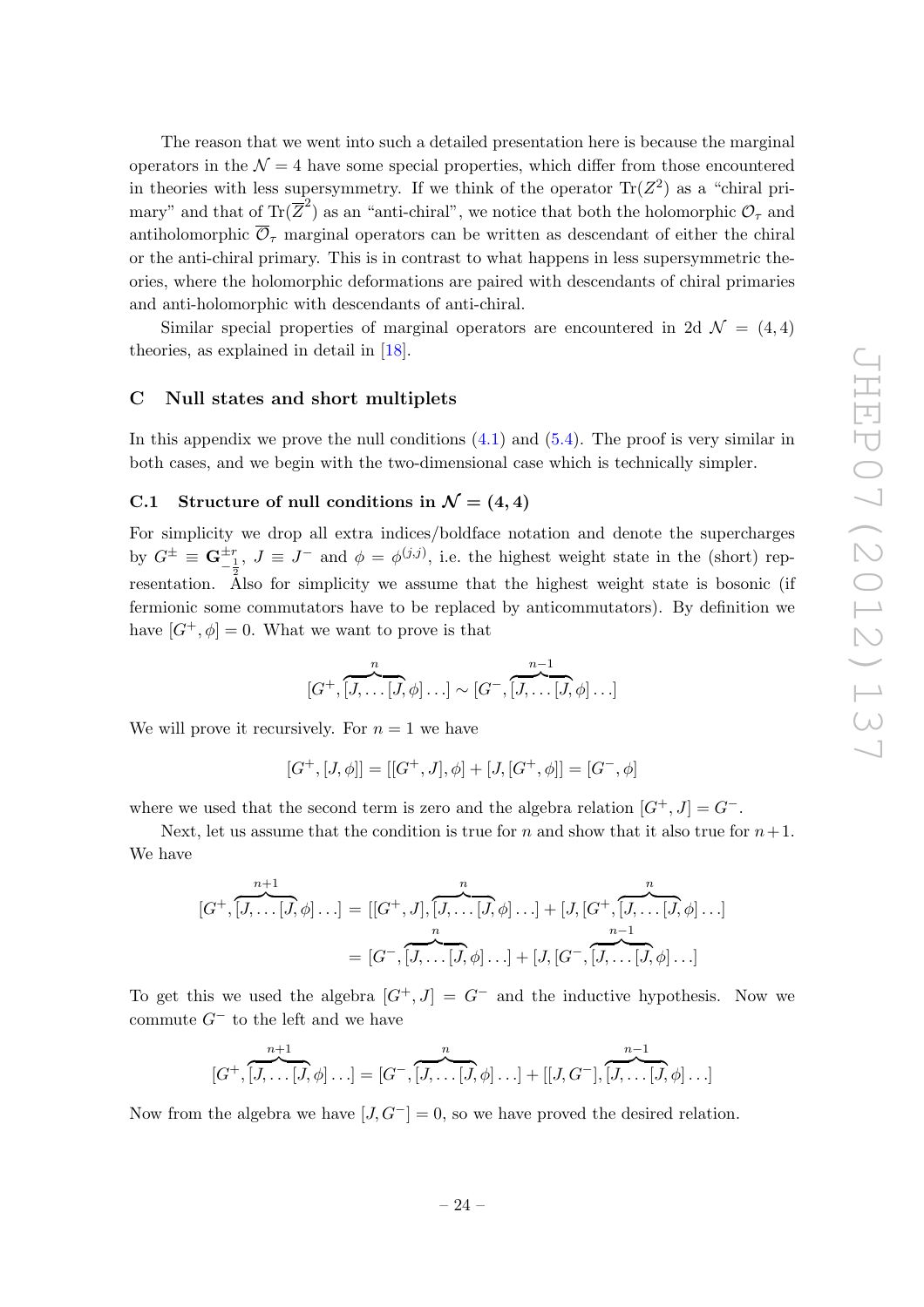The reason that we went into such a detailed presentation here is because the marginal operators in the $\mathcal{N}=4$ have some special properties, which differ from those encountered in theories with less supersymmetry. If we think of the operator $\mathrm{Tr}(Z^2)$ as a "chiral primary" and that of $\mathrm{Tr}(\overline{Z}^2)$ as an "anti-chiral", we notice that both the holomorphic $\mathcal{O}_\tau$ and antiholomorphic $\overline{\mathcal{O}}_\tau$ marginal operators can be written as descendant of either the chiral or the anti-chiral primary. This is in contrast to what happens in less supersymmetric theories, where the holomorphic deformations are paired with descendants of chiral primaries and anti-holomorphic with descendants of anti-chiral.

Similar special properties of marginal operators are encountered in 2d $\mathcal{N}=(4,4)$ theories, as explained in detail in [18].

## C Null states and short multiplets

In this appendix we prove the null conditions (4.1) and (5.4). The proof is very similar in both cases, and we begin with the two-dimensional case which is technically simpler.

### C.1 Structure of null conditions in $\mathcal{N}=(4,4)$

For simplicity we drop all extra indices/boldface notation and denote the supercharges by $G^\pm \equiv \mathbf{G}^{\pm r}_{-\frac{1}{2}}$, $J \equiv J^-$ and $\phi = \phi^{(j,j)}$, i.e. the highest weight state in the (short) representation. Also for simplicity we assume that the highest weight state is bosonic (if fermionic some commutators have to be replaced by anticommutators). By definition we have $[G^+, \phi] = 0$. What we want to prove is that

$$[G^+, \overbrace{[J, \ldots [J}^{n}, \phi] \ldots] \sim [G^-, \overbrace{[J, \ldots [J}^{n-1}, \phi] \ldots]$$

We will prove it recursively. For $n=1$ we have

$$[G^+, [J, \phi]] = [[G^+, J], \phi] + [J, [G^+, \phi]] = [G^-, \phi]$$

where we used that the second term is zero and the algebra relation $[G^+, J] = G^-$.

Next, let us assume that the condition is true for $n$ and show that it also true for $n+1$. We have

$$\begin{aligned}
[G^+, \overbrace{[J, \ldots [J}^{n+1}, \phi] \ldots] &= [[G^+, J], \overbrace{[J, \ldots [J}^{n}, \phi] \ldots] + [J, [G^+, \overbrace{[J, \ldots [J}^{n}, \phi] \ldots] \\
&= [G^-, \overbrace{[J, \ldots [J}^{n}, \phi] \ldots] + [J, [G^-, \overbrace{[J, \ldots [J}^{n-1}, \phi] \ldots]
\end{aligned}$$

To get this we used the algebra $[G^+, J] = G^-$ and the inductive hypothesis. Now we commute $G^-$ to the left and we have

$$[G^+, \overbrace{[J, \ldots [J}^{n+1}, \phi] \ldots] = [G^-, \overbrace{[J, \ldots [J}^{n}, \phi] \ldots] + [[J, G^-], \overbrace{[J, \ldots [J}^{n-1}, \phi] \ldots]$$

Now from the algebra we have $[J, G^-] = 0$, so we have proved the desired relation.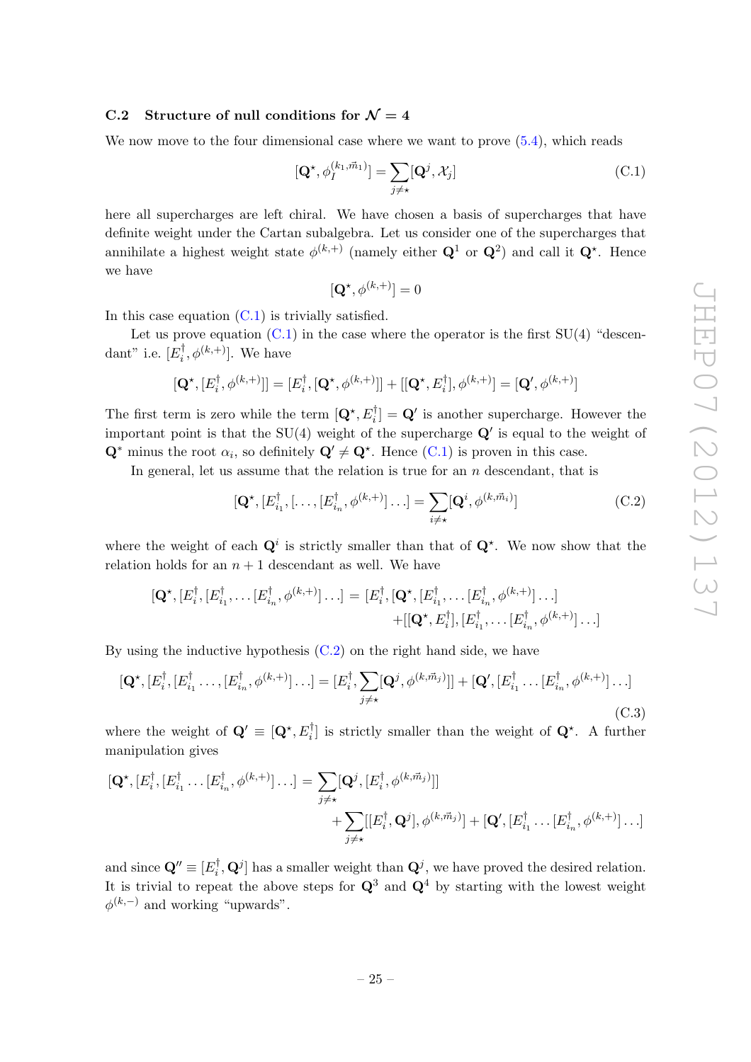### C.2 Structure of null conditions for $\mathcal{N} = 4$

We now move to the four dimensional case where we want to prove (5.4), which reads

$$[\mathbf{Q}^\star, \phi_I^{(k_1,\vec{m}_1)}] = \sum_{j\neq\star}[\mathbf{Q}^j, \mathcal{X}_j] \tag{C.1}$$

here all supercharges are left chiral. We have chosen a basis of supercharges that have definite weight under the Cartan subalgebra. Let us consider one of the supercharges that annihilate a highest weight state $\phi^{(k,+)}$ (namely either $\mathbf{Q}^1$ or $\mathbf{Q}^2$) and call it $\mathbf{Q}^\star$. Hence we have

$$[\mathbf{Q}^\star, \phi^{(k,+)}] = 0$$

In this case equation (C.1) is trivially satisfied.

Let us prove equation (C.1) in the case where the operator is the first SU(4) "descendant" i.e. $[E_i^\dagger, \phi^{(k,+)}]$. We have

$$[\mathbf{Q}^\star, [E_i^\dagger, \phi^{(k,+)}]] = [E_i^\dagger, [\mathbf{Q}^\star, \phi^{(k,+)}]] + [[\mathbf{Q}^\star, E_i^\dagger], \phi^{(k,+)}] = [\mathbf{Q}', \phi^{(k,+)}]$$

The first term is zero while the term $[\mathbf{Q}^\star, E_i^\dagger] = \mathbf{Q}'$ is another supercharge. However the important point is that the SU(4) weight of the supercharge $\mathbf{Q}'$ is equal to the weight of $\mathbf{Q}^*$ minus the root $\alpha_i$, so definitely $\mathbf{Q}' \neq \mathbf{Q}^\star$. Hence (C.1) is proven in this case.

In general, let us assume that the relation is true for an $n$ descendant, that is

$$[\mathbf{Q}^\star, [E_{i_1}^\dagger, [\ldots, [E_{i_n}^\dagger, \phi^{(k,+)}]\ldots] = \sum_{i\neq\star}[\mathbf{Q}^i, \phi^{(k,\vec{m}_i)}] \tag{C.2}$$

where the weight of each $\mathbf{Q}^i$ is strictly smaller than that of $\mathbf{Q}^\star$. We now show that the relation holds for an $n+1$ descendant as well. We have

$$\begin{aligned}[\mathbf{Q}^\star, [E_i^\dagger, [E_{i_1}^\dagger, \ldots [E_{i_n}^\dagger, \phi^{(k,+)}]\ldots] = {}& [E_i^\dagger, [\mathbf{Q}^\star, [E_{i_1}^\dagger, \ldots [E_{i_n}^\dagger, \phi^{(k,+)}]\ldots] \\ &+ [[\mathbf{Q}^\star, E_i^\dagger], [E_{i_1}^\dagger, \ldots [E_{i_n}^\dagger, \phi^{(k,+)}]\ldots]\end{aligned}$$

By using the inductive hypothesis (C.2) on the right hand side, we have

$$[\mathbf{Q}^\star, [E_i^\dagger, [E_{i_1}^\dagger \ldots, [E_{i_n}^\dagger, \phi^{(k,+)}]\ldots] = [E_i^\dagger, \sum_{j\neq\star}[\mathbf{Q}^j, \phi^{(k,\vec{m}_j)}]] + [\mathbf{Q}', [E_{i_1}^\dagger \ldots [E_{i_n}^\dagger, \phi^{(k,+)}]\ldots] \tag{C.3}$$

where the weight of $\mathbf{Q}' \equiv [\mathbf{Q}^\star, E_i^\dagger]$ is strictly smaller than the weight of $\mathbf{Q}^\star$. A further manipulation gives

$$\begin{aligned}[\mathbf{Q}^\star, [E_i^\dagger, [E_{i_1}^\dagger \ldots [E_{i_n}^\dagger, \phi^{(k,+)}]\ldots] = {}& \sum_{j\neq\star}[\mathbf{Q}^j, [E_i^\dagger, \phi^{(k,\vec{m}_j)}]] \\ &+ \sum_{j\neq\star}[[E_i^\dagger, \mathbf{Q}^j], \phi^{(k,\vec{m}_j)}] + [\mathbf{Q}', [E_{i_1}^\dagger \ldots [E_{i_n}^\dagger, \phi^{(k,+)}]\ldots]\end{aligned}$$

and since $\mathbf{Q}'' \equiv [E_i^\dagger, \mathbf{Q}^j]$ has a smaller weight than $\mathbf{Q}^j$, we have proved the desired relation. It is trivial to repeat the above steps for $\mathbf{Q}^3$ and $\mathbf{Q}^4$ by starting with the lowest weight $\phi^{(k,-)}$ and working "upwards".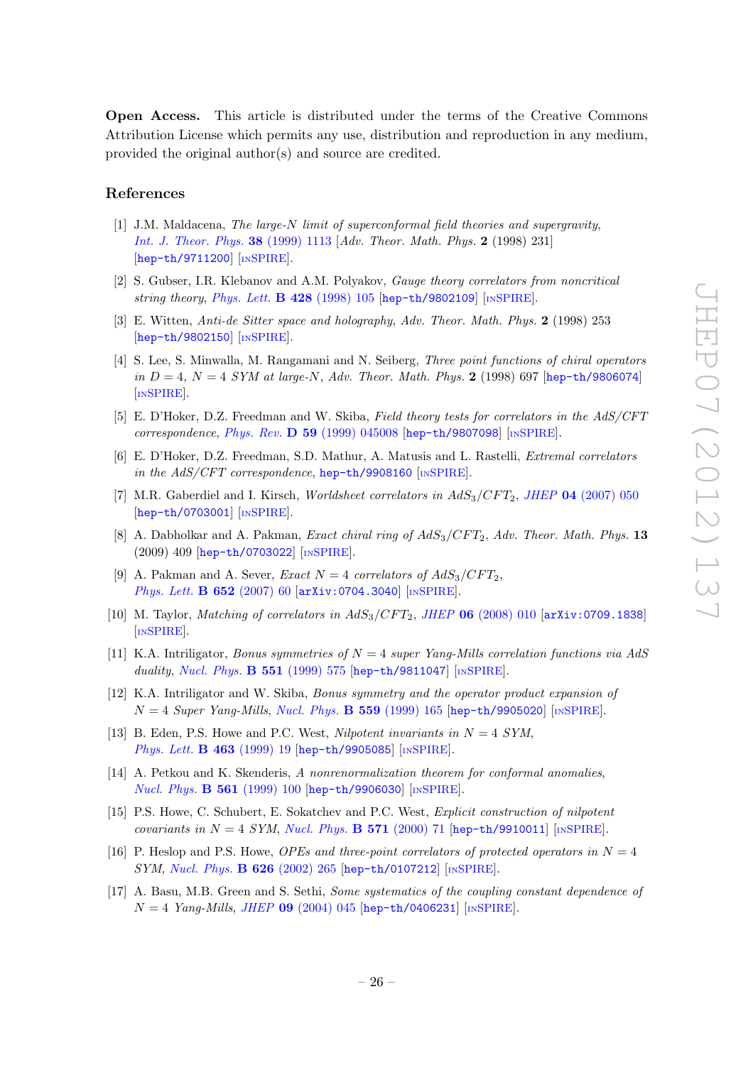**Open Access.** This article is distributed under the terms of the Creative Commons Attribution License which permits any use, distribution and reproduction in any medium, provided the original author(s) and source are credited.

## References

[1] J.M. Maldacena, *The large-N limit of superconformal field theories and supergravity*, *Int. J. Theor. Phys.* **38** (1999) 1113 [*Adv. Theor. Math. Phys.* **2** (1998) 231] [hep-th/9711200] [INSPIRE].

[2] S. Gubser, I.R. Klebanov and A.M. Polyakov, *Gauge theory correlators from noncritical string theory*, *Phys. Lett.* **B 428** (1998) 105 [hep-th/9802109] [INSPIRE].

[3] E. Witten, *Anti-de Sitter space and holography*, *Adv. Theor. Math. Phys.* **2** (1998) 253 [hep-th/9802150] [INSPIRE].

[4] S. Lee, S. Minwalla, M. Rangamani and N. Seiberg, *Three point functions of chiral operators in $D = 4$, $N = 4$ SYM at large-N*, *Adv. Theor. Math. Phys.* **2** (1998) 697 [hep-th/9806074] [INSPIRE].

[5] E. D'Hoker, D.Z. Freedman and W. Skiba, *Field theory tests for correlators in the AdS/CFT correspondence*, *Phys. Rev.* **D 59** (1999) 045008 [hep-th/9807098] [INSPIRE].

[6] E. D'Hoker, D.Z. Freedman, S.D. Mathur, A. Matusis and L. Rastelli, *Extremal correlators in the AdS/CFT correspondence*, hep-th/9908160 [INSPIRE].

[7] M.R. Gaberdiel and I. Kirsch, *Worldsheet correlators in $AdS_3/CFT_2$*, *JHEP* **04** (2007) 050 [hep-th/0703001] [INSPIRE].

[8] A. Dabholkar and A. Pakman, *Exact chiral ring of $AdS_3/CFT_2$*, *Adv. Theor. Math. Phys.* **13** (2009) 409 [hep-th/0703022] [INSPIRE].

[9] A. Pakman and A. Sever, *Exact $N = 4$ correlators of $AdS_3/CFT_2$*, *Phys. Lett.* **B 652** (2007) 60 [arXiv:0704.3040] [INSPIRE].

[10] M. Taylor, *Matching of correlators in $AdS_3/CFT_2$*, *JHEP* **06** (2008) 010 [arXiv:0709.1838] [INSPIRE].

[11] K.A. Intriligator, *Bonus symmetries of $N = 4$ super Yang-Mills correlation functions via AdS duality*, *Nucl. Phys.* **B 551** (1999) 575 [hep-th/9811047] [INSPIRE].

[12] K.A. Intriligator and W. Skiba, *Bonus symmetry and the operator product expansion of $N = 4$ Super Yang-Mills*, *Nucl. Phys.* **B 559** (1999) 165 [hep-th/9905020] [INSPIRE].

[13] B. Eden, P.S. Howe and P.C. West, *Nilpotent invariants in $N = 4$ SYM*, *Phys. Lett.* **B 463** (1999) 19 [hep-th/9905085] [INSPIRE].

[14] A. Petkou and K. Skenderis, *A nonrenormalization theorem for conformal anomalies*, *Nucl. Phys.* **B 561** (1999) 100 [hep-th/9906030] [INSPIRE].

[15] P.S. Howe, C. Schubert, E. Sokatchev and P.C. West, *Explicit construction of nilpotent covariants in $N = 4$ SYM*, *Nucl. Phys.* **B 571** (2000) 71 [hep-th/9910011] [INSPIRE].

[16] P. Heslop and P.S. Howe, *OPEs and three-point correlators of protected operators in $N = 4$ SYM*, *Nucl. Phys.* **B 626** (2002) 265 [hep-th/0107212] [INSPIRE].

[17] A. Basu, M.B. Green and S. Sethi, *Some systematics of the coupling constant dependence of $N = 4$ Yang-Mills*, *JHEP* **09** (2004) 045 [hep-th/0406231] [INSPIRE].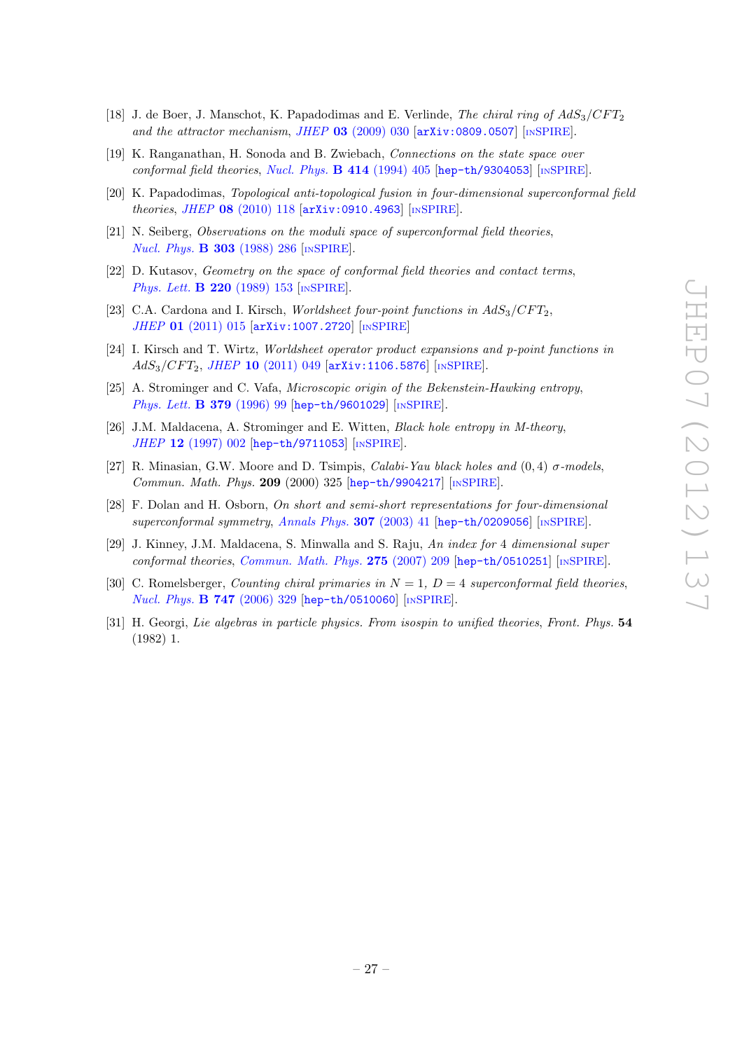- [18] J. de Boer, J. Manschot, K. Papadodimas and E. Verlinde, *The chiral ring of $AdS_3/CFT_2$ and the attractor mechanism*, *JHEP* **03** (2009) 030 [arXiv:0809.0507] [INSPIRE].
- [19] K. Ranganathan, H. Sonoda and B. Zwiebach, *Connections on the state space over conformal field theories*, *Nucl. Phys.* **B 414** (1994) 405 [hep-th/9304053] [INSPIRE].
- [20] K. Papadodimas, *Topological anti-topological fusion in four-dimensional superconformal field theories*, *JHEP* **08** (2010) 118 [arXiv:0910.4963] [INSPIRE].
- [21] N. Seiberg, *Observations on the moduli space of superconformal field theories*, *Nucl. Phys.* **B 303** (1988) 286 [INSPIRE].
- [22] D. Kutasov, *Geometry on the space of conformal field theories and contact terms*, *Phys. Lett.* **B 220** (1989) 153 [INSPIRE].
- [23] C.A. Cardona and I. Kirsch, *Worldsheet four-point functions in $AdS_3/CFT_2$*, *JHEP* **01** (2011) 015 [arXiv:1007.2720] [INSPIRE]
- [24] I. Kirsch and T. Wirtz, *Worldsheet operator product expansions and p-point functions in $AdS_3/CFT_2$*, *JHEP* **10** (2011) 049 [arXiv:1106.5876] [INSPIRE].
- [25] A. Strominger and C. Vafa, *Microscopic origin of the Bekenstein-Hawking entropy*, *Phys. Lett.* **B 379** (1996) 99 [hep-th/9601029] [INSPIRE].
- [26] J.M. Maldacena, A. Strominger and E. Witten, *Black hole entropy in M-theory*, *JHEP* **12** (1997) 002 [hep-th/9711053] [INSPIRE].
- [27] R. Minasian, G.W. Moore and D. Tsimpis, *Calabi-Yau black holes and $(0,4)$ $\sigma$-models*, *Commun. Math. Phys.* **209** (2000) 325 [hep-th/9904217] [INSPIRE].
- [28] F. Dolan and H. Osborn, *On short and semi-short representations for four-dimensional superconformal symmetry*, *Annals Phys.* **307** (2003) 41 [hep-th/0209056] [INSPIRE].
- [29] J. Kinney, J.M. Maldacena, S. Minwalla and S. Raju, *An index for 4 dimensional super conformal theories*, *Commun. Math. Phys.* **275** (2007) 209 [hep-th/0510251] [INSPIRE].
- [30] C. Romelsberger, *Counting chiral primaries in $N = 1$, $D = 4$ superconformal field theories*, *Nucl. Phys.* **B 747** (2006) 329 [hep-th/0510060] [INSPIRE].
- [31] H. Georgi, *Lie algebras in particle physics. From isospin to unified theories*, *Front. Phys.* **54** (1982) 1.